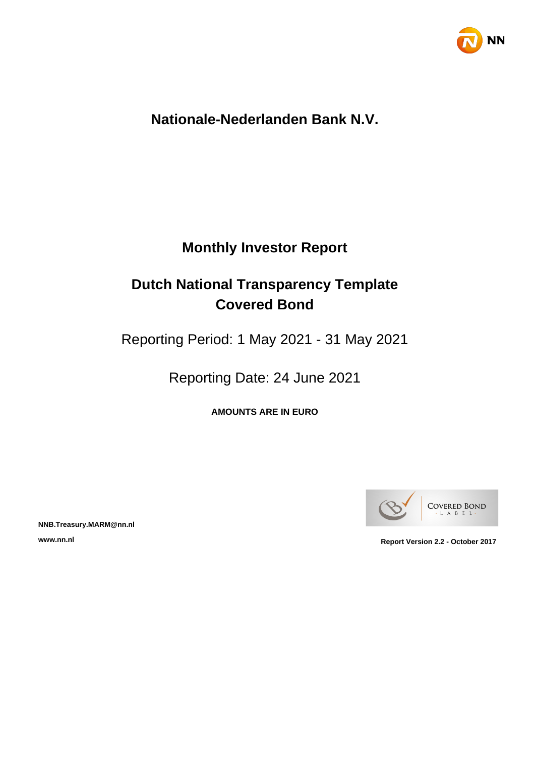# Nationale-Nederlanden Bank N.V.

## Monthly Investor Report

## Dutch National Transparency Template Covered Bond

Reporting Period: 1 May 2021 - 31 May 2021

Reporting Date: 24 June 2021

**AMOUNTS ARE IN EURO**

**NNB.Treasury.MARM@nn.nl**

**www.nn.nl**

**Report Version 2.2 - October 2017**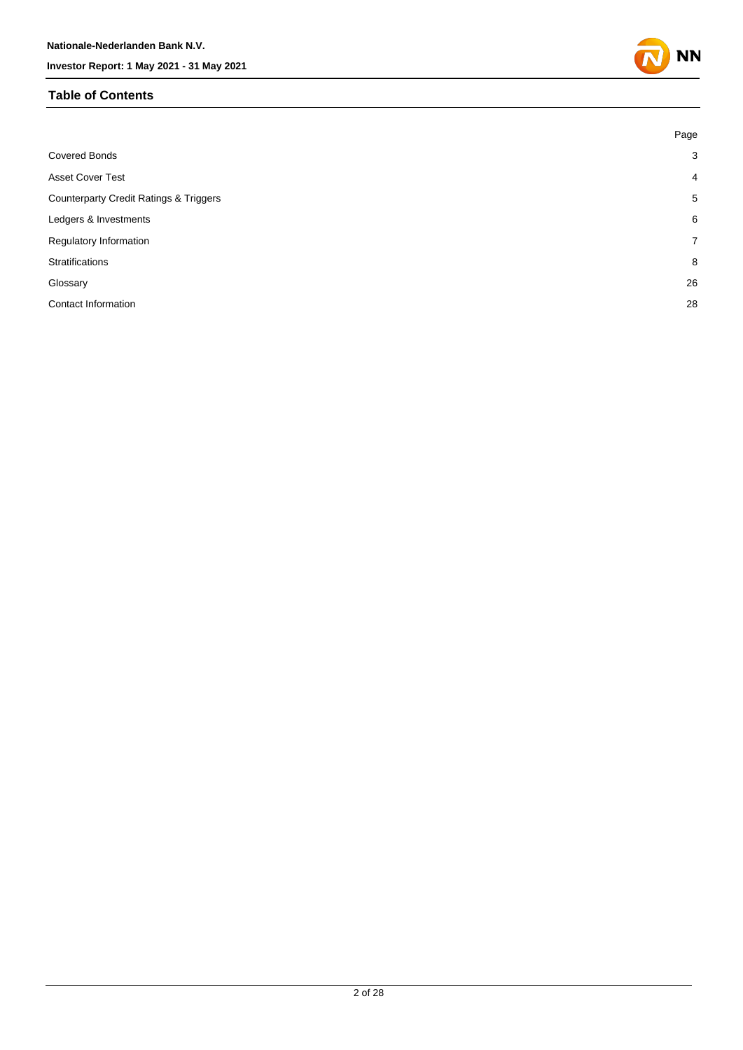## Table of Contents

| | Page |
|---|---|
| Covered Bonds | 3 |
| Asset Cover Test | 4 |
| Counterparty Credit Ratings & Triggers | 5 |
| Ledgers & Investments | 6 |
| Regulatory Information | 7 |
| Stratifications | 8 |
| Glossary | 26 |
| Contact Information | 28 |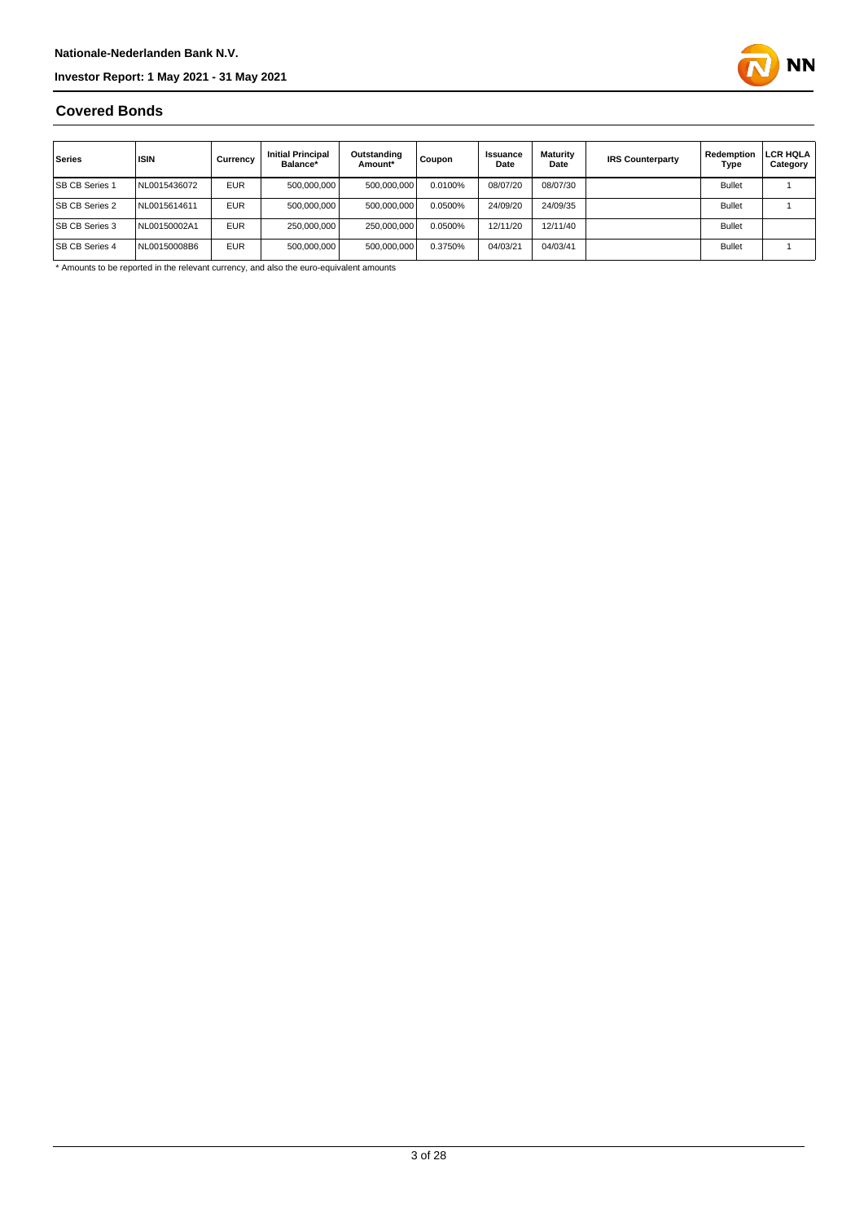## Covered Bonds

| Series | ISIN | Currency | Initial Principal Balance* | Outstanding Amount* | Coupon | Issuance Date | Maturity Date | IRS Counterparty | Redemption Type | LCR HQLA Category |
|---|---|---|---|---|---|---|---|---|---|---|
| SB CB Series 1 | NL0015436072 | EUR | 500,000,000 | 500,000,000 | 0.0100% | 08/07/20 | 08/07/30 | | Bullet | 1 |
| SB CB Series 2 | NL0015614611 | EUR | 500,000,000 | 500,000,000 | 0.0500% | 24/09/20 | 24/09/35 | | Bullet | 1 |
| SB CB Series 3 | NL00150002A1 | EUR | 250,000,000 | 250,000,000 | 0.0500% | 12/11/20 | 12/11/40 | | Bullet | |
| SB CB Series 4 | NL00150008B6 | EUR | 500,000,000 | 500,000,000 | 0.3750% | 04/03/21 | 04/03/41 | | Bullet | 1 |

* Amounts to be reported in the relevant currency, and also the euro-equivalent amounts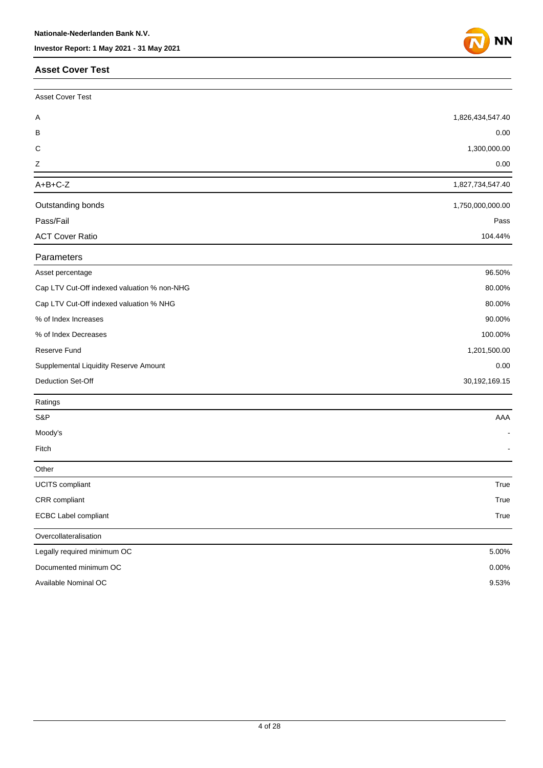## Asset Cover Test

| Asset Cover Test | |
|---|---|
| A | 1,826,434,547.40 |
| B | 0.00 |
| C | 1,300,000.00 |
| Z | 0.00 |
| A+B+C-Z | 1,827,734,547.40 |
| Outstanding bonds | 1,750,000,000.00 |
| Pass/Fail | Pass |
| ACT Cover Ratio | 104.44% |

| Parameters | |
|---|---|
| Asset percentage | 96.50% |
| Cap LTV Cut-Off indexed valuation % non-NHG | 80.00% |
| Cap LTV Cut-Off indexed valuation % NHG | 80.00% |
| % of Index Increases | 90.00% |
| % of Index Decreases | 100.00% |
| Reserve Fund | 1,201,500.00 |
| Supplemental Liquidity Reserve Amount | 0.00 |
| Deduction Set-Off | 30,192,169.15 |

| Ratings | |
|---|---|
| S&P | AAA |
| Moody's | - |
| Fitch | - |

| Other | |
|---|---|
| UCITS compliant | True |
| CRR compliant | True |
| ECBC Label compliant | True |

| Overcollateralisation | |
|---|---|
| Legally required minimum OC | 5.00% |
| Documented minimum OC | 0.00% |
| Available Nominal OC | 9.53% |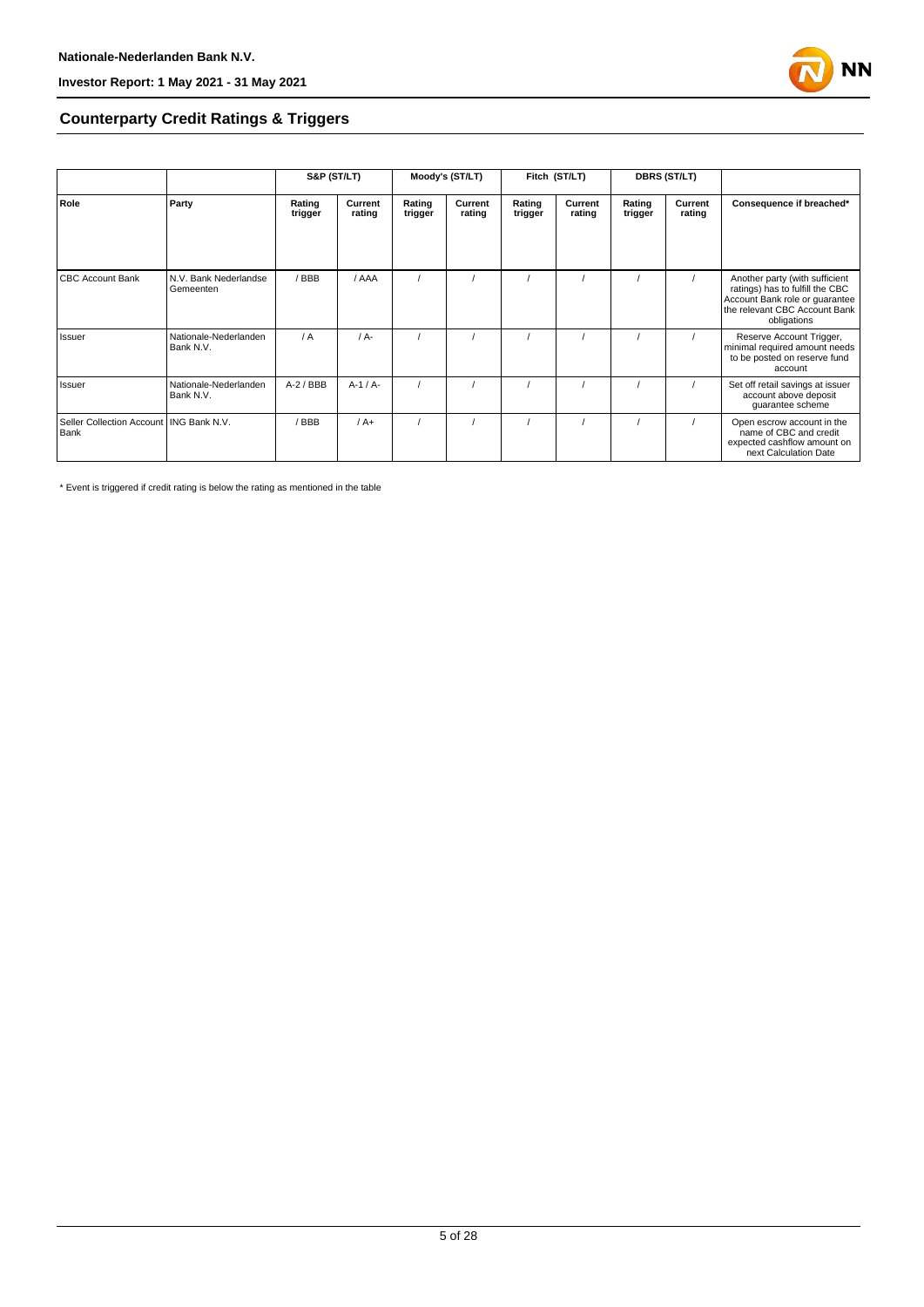## Counterparty Credit Ratings & Triggers

| | | S&P (ST/LT) | | Moody's (ST/LT) | | Fitch (ST/LT) | | DBRS (ST/LT) | | |
|---|---|---|---|---|---|---|---|---|---|---|
| Role | Party | Rating trigger | Current rating | Rating trigger | Current rating | Rating trigger | Current rating | Rating trigger | Current rating | Consequence if breached* |
| CBC Account Bank | N.V. Bank Nederlandse Gemeenten | / BBB | / AAA | / | / | / | / | / | / | Another party (with sufficient ratings) has to fulfill the CBC Account Bank role or guarantee the relevant CBC Account Bank obligations |
| Issuer | Nationale-Nederlanden Bank N.V. | / A | / A- | / | / | / | / | / | / | Reserve Account Trigger, minimal required amount needs to be posted on reserve fund account |
| Issuer | Nationale-Nederlanden Bank N.V. | A-2 / BBB | A-1 / A- | / | / | / | / | / | / | Set off retail savings at issuer account above deposit guarantee scheme |
| Seller Collection Account Bank | ING Bank N.V. | / BBB | / A+ | / | / | / | / | / | / | Open escrow account in the name of CBC and credit expected cashflow amount on next Calculation Date |

* Event is triggered if credit rating is below the rating as mentioned in the table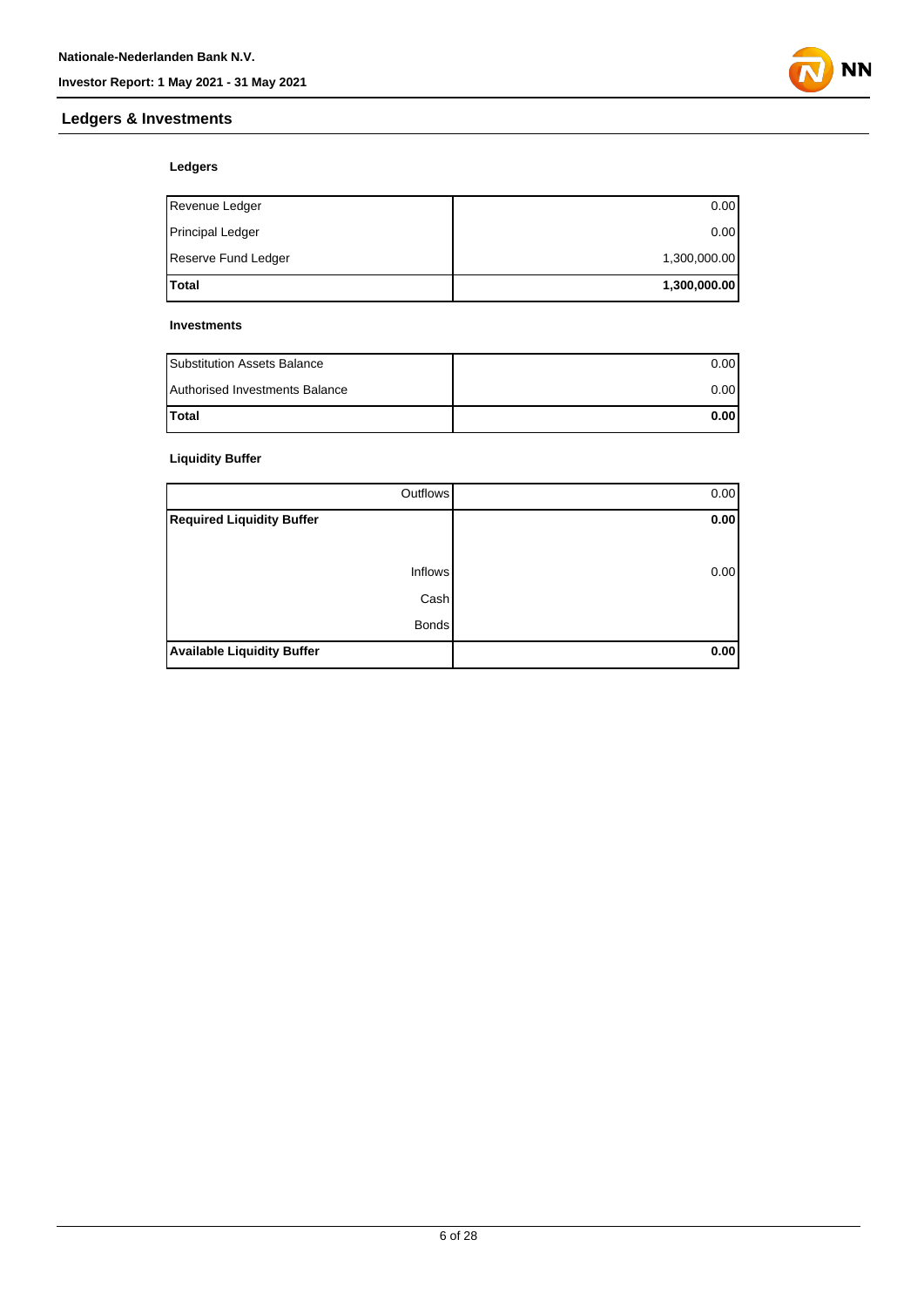## Ledgers & Investments

### Ledgers

| | |
|---|---|
| Revenue Ledger | 0.00 |
| Principal Ledger | 0.00 |
| Reserve Fund Ledger | 1,300,000.00 |
| **Total** | **1,300,000.00** |

### Investments

| | |
|---|---|
| Substitution Assets Balance | 0.00 |
| Authorised Investments Balance | 0.00 |
| **Total** | **0.00** |

### Liquidity Buffer

| | |
|---|---|
| Outflows | 0.00 |
| **Required Liquidity Buffer** | **0.00** |
| | |
| Inflows | 0.00 |
| Cash | |
| Bonds | |
| **Available Liquidity Buffer** | **0.00** |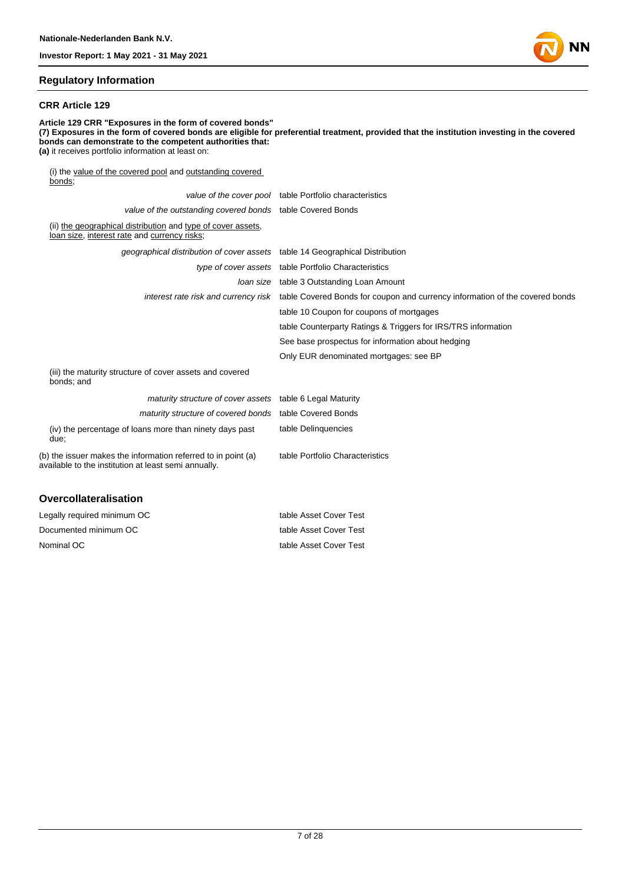## Regulatory Information

### CRR Article 129

**Article 129 CRR "Exposures in the form of covered bonds"**
**(7) Exposures in the form of covered bonds are eligible for preferential treatment, provided that the institution investing in the covered bonds can demonstrate to the competent authorities that:**
**(a)** it receives portfolio information at least on:

(i) the value of the covered pool and outstanding covered bonds;

| | |
|---|---|
| *value of the cover pool* | table Portfolio characteristics |
| *value of the outstanding covered bonds* | table Covered Bonds |

(ii) the geographical distribution and type of cover assets, loan size, interest rate and currency risks;

| | |
|---|---|
| *geographical distribution of cover assets* | table 14 Geographical Distribution |
| *type of cover assets* | table Portfolio Characteristics |
| *loan size* | table 3 Outstanding Loan Amount |
| *interest rate risk and currency risk* | table Covered Bonds for coupon and currency information of the covered bonds |
| | table 10 Coupon for coupons of mortgages |
| | table Counterparty Ratings & Triggers for IRS/TRS information |
| | See base prospectus for information about hedging |
| | Only EUR denominated mortgages: see BP |

(iii) the maturity structure of cover assets and covered bonds; and

| | |
|---|---|
| *maturity structure of cover assets* | table 6 Legal Maturity |
| *maturity structure of covered bonds* | table Covered Bonds |
| (iv) the percentage of loans more than ninety days past due; | table Delinquencies |
| (b) the issuer makes the information referred to in point (a) available to the institution at least semi annually. | table Portfolio Characteristics |

## Overcollateralisation

| | |
|---|---|
| Legally required minimum OC | table Asset Cover Test |
| Documented minimum OC | table Asset Cover Test |
| Nominal OC | table Asset Cover Test |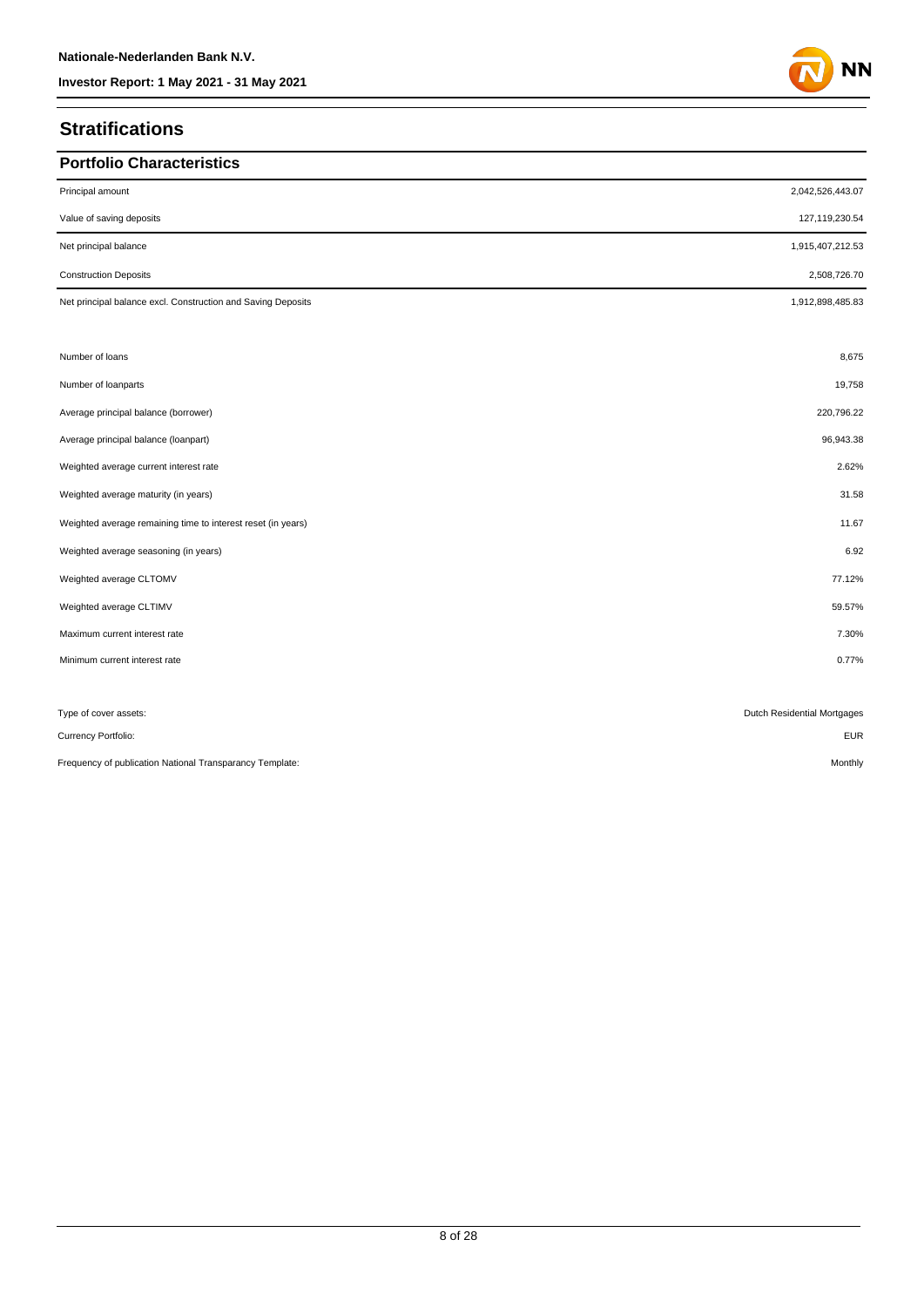## Stratifications

### Portfolio Characteristics

| | |
|---|---|
| Principal amount | 2,042,526,443.07 |
| Value of saving deposits | 127,119,230.54 |
| Net principal balance | 1,915,407,212.53 |
| Construction Deposits | 2,508,726.70 |
| Net principal balance excl. Construction and Saving Deposits | 1,912,898,485.83 |
| | |
| Number of loans | 8,675 |
| Number of loanparts | 19,758 |
| Average principal balance (borrower) | 220,796.22 |
| Average principal balance (loanpart) | 96,943.38 |
| Weighted average current interest rate | 2.62% |
| Weighted average maturity (in years) | 31.58 |
| Weighted average remaining time to interest reset (in years) | 11.67 |
| Weighted average seasoning (in years) | 6.92 |
| Weighted average CLTOMV | 77.12% |
| Weighted average CLTIMV | 59.57% |
| Maximum current interest rate | 7.30% |
| Minimum current interest rate | 0.77% |

| | |
|---|---|
| Type of cover assets: | Dutch Residential Mortgages |
| Currency Portfolio: | EUR |
| Frequency of publication National Transparancy Template: | Monthly |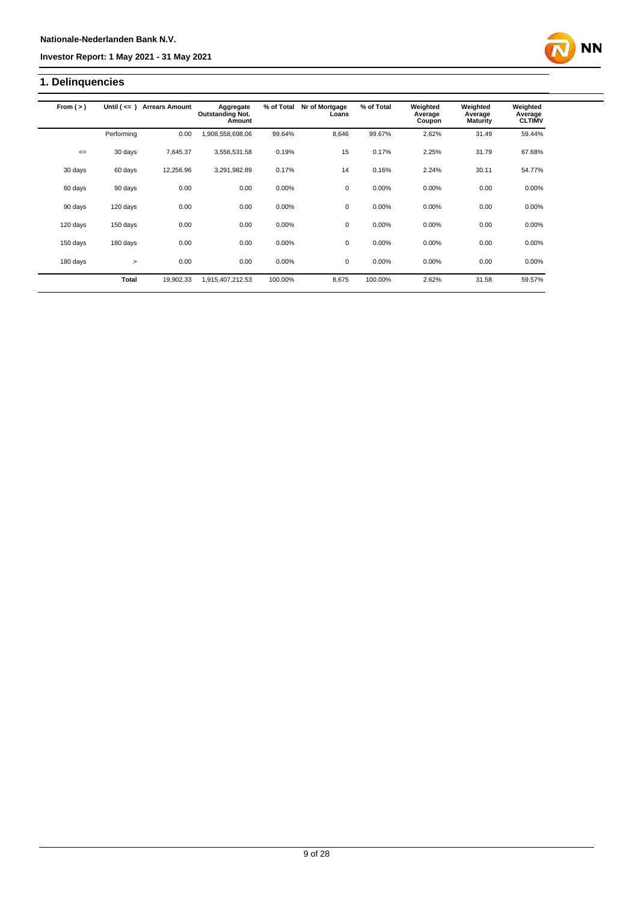## 1. Delinquencies

| From ( > ) | Until ( <= ) | Arrears Amount | Aggregate Outstanding Not. Amount | % of Total | Nr of Mortgage Loans | % of Total | Weighted Average Coupon | Weighted Average Maturity | Weighted Average CLTIMV |
|---|---|---|---|---|---|---|---|---|---|
| | Performing | 0.00 | 1,908,558,698.06 | 99.64% | 8,646 | 99.67% | 2.62% | 31.49 | 59.44% |
| <= | 30 days | 7,645.37 | 3,556,531.58 | 0.19% | 15 | 0.17% | 2.25% | 31.79 | 67.68% |
| 30 days | 60 days | 12,256.96 | 3,291,982.89 | 0.17% | 14 | 0.16% | 2.24% | 30.11 | 54.77% |
| 60 days | 90 days | 0.00 | 0.00 | 0.00% | 0 | 0.00% | 0.00% | 0.00 | 0.00% |
| 90 days | 120 days | 0.00 | 0.00 | 0.00% | 0 | 0.00% | 0.00% | 0.00 | 0.00% |
| 120 days | 150 days | 0.00 | 0.00 | 0.00% | 0 | 0.00% | 0.00% | 0.00 | 0.00% |
| 150 days | 180 days | 0.00 | 0.00 | 0.00% | 0 | 0.00% | 0.00% | 0.00 | 0.00% |
| 180 days | > | 0.00 | 0.00 | 0.00% | 0 | 0.00% | 0.00% | 0.00 | 0.00% |
| | **Total** | 19,902.33 | 1,915,407,212.53 | 100.00% | 8,675 | 100.00% | 2.62% | 31.58 | 59.57% |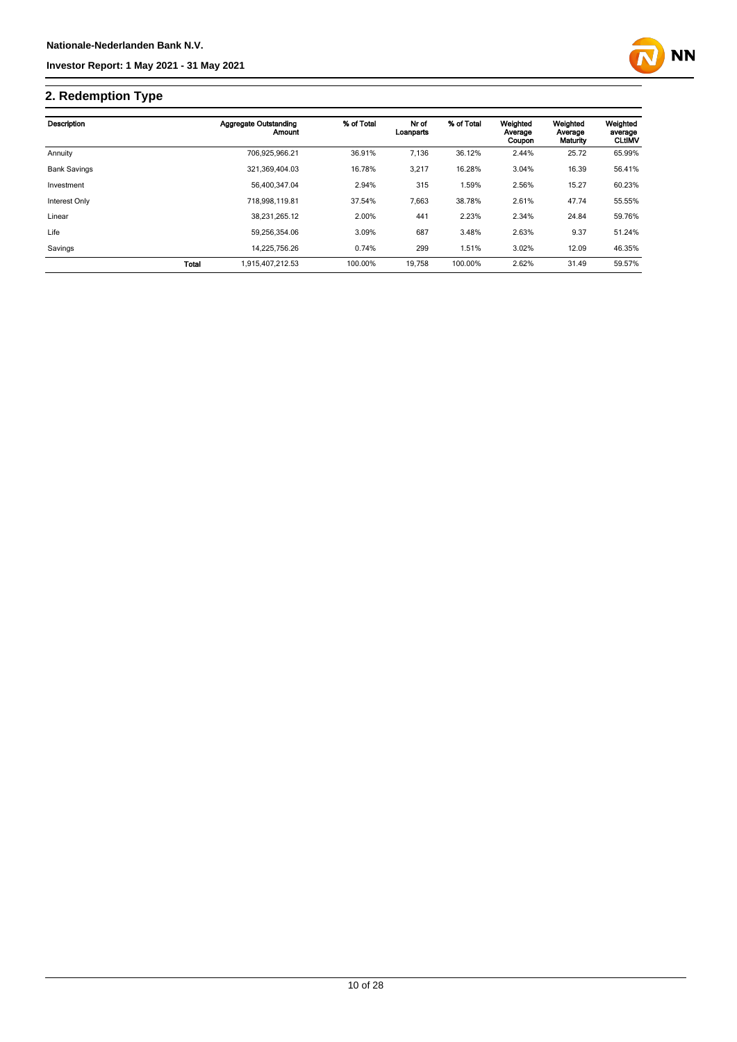## 2. Redemption Type

| Description | | Aggregate Outstanding Amount | % of Total | Nr of Loanparts | % of Total | Weighted Average Coupon | Weighted Average Maturity | Weighted average CLtIMV |
|---|---|---|---|---|---|---|---|---|
| Annuity | | 706,925,966.21 | 36.91% | 7,136 | 36.12% | 2.44% | 25.72 | 65.99% |
| Bank Savings | | 321,369,404.03 | 16.78% | 3,217 | 16.28% | 3.04% | 16.39 | 56.41% |
| Investment | | 56,400,347.04 | 2.94% | 315 | 1.59% | 2.56% | 15.27 | 60.23% |
| Interest Only | | 718,998,119.81 | 37.54% | 7,663 | 38.78% | 2.61% | 47.74 | 55.55% |
| Linear | | 38,231,265.12 | 2.00% | 441 | 2.23% | 2.34% | 24.84 | 59.76% |
| Life | | 59,256,354.06 | 3.09% | 687 | 3.48% | 2.63% | 9.37 | 51.24% |
| Savings | | 14,225,756.26 | 0.74% | 299 | 1.51% | 3.02% | 12.09 | 46.35% |
| | Total | 1,915,407,212.53 | 100.00% | 19,758 | 100.00% | 2.62% | 31.49 | 59.57% |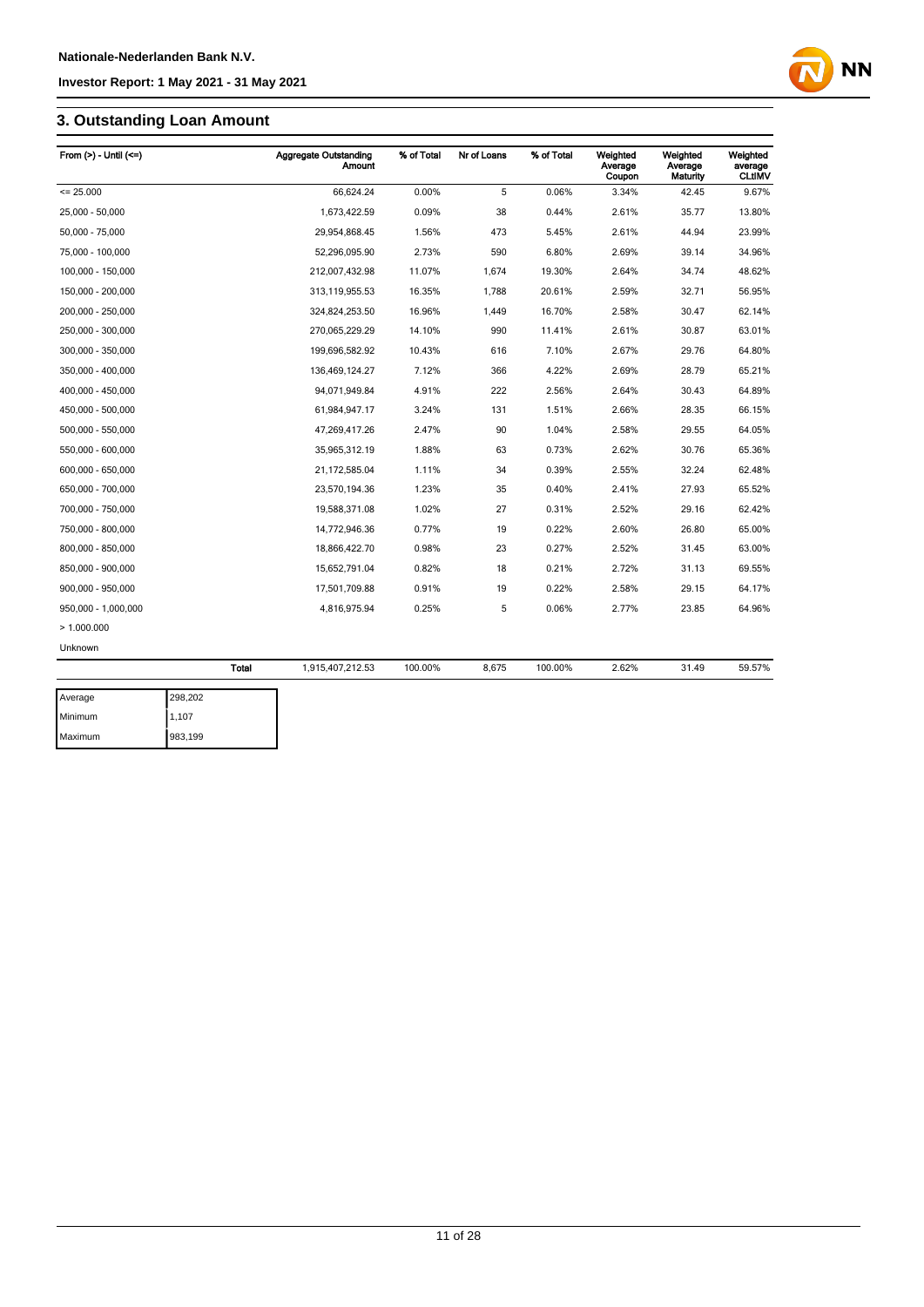## 3. Outstanding Loan Amount

| From (>) - Until (<=) | Aggregate Outstanding Amount | % of Total | Nr of Loans | % of Total | Weighted Average Coupon | Weighted Average Maturity | Weighted average CLtIMV |
|---|---|---|---|---|---|---|---|
| <= 25.000 | 66,624.24 | 0.00% | 5 | 0.06% | 3.34% | 42.45 | 9.67% |
| 25,000 - 50,000 | 1,673,422.59 | 0.09% | 38 | 0.44% | 2.61% | 35.77 | 13.80% |
| 50,000 - 75,000 | 29,954,868.45 | 1.56% | 473 | 5.45% | 2.61% | 44.94 | 23.99% |
| 75,000 - 100,000 | 52,296,095.90 | 2.73% | 590 | 6.80% | 2.69% | 39.14 | 34.96% |
| 100,000 - 150,000 | 212,007,432.98 | 11.07% | 1,674 | 19.30% | 2.64% | 34.74 | 48.62% |
| 150,000 - 200,000 | 313,119,955.53 | 16.35% | 1,788 | 20.61% | 2.59% | 32.71 | 56.95% |
| 200,000 - 250,000 | 324,824,253.50 | 16.96% | 1,449 | 16.70% | 2.58% | 30.47 | 62.14% |
| 250,000 - 300,000 | 270,065,229.29 | 14.10% | 990 | 11.41% | 2.61% | 30.87 | 63.01% |
| 300,000 - 350,000 | 199,696,582.92 | 10.43% | 616 | 7.10% | 2.67% | 29.76 | 64.80% |
| 350,000 - 400,000 | 136,469,124.27 | 7.12% | 366 | 4.22% | 2.69% | 28.79 | 65.21% |
| 400,000 - 450,000 | 94,071,949.84 | 4.91% | 222 | 2.56% | 2.64% | 30.43 | 64.89% |
| 450,000 - 500,000 | 61,984,947.17 | 3.24% | 131 | 1.51% | 2.66% | 28.35 | 66.15% |
| 500,000 - 550,000 | 47,269,417.26 | 2.47% | 90 | 1.04% | 2.58% | 29.55 | 64.05% |
| 550,000 - 600,000 | 35,965,312.19 | 1.88% | 63 | 0.73% | 2.62% | 30.76 | 65.36% |
| 600,000 - 650,000 | 21,172,585.04 | 1.11% | 34 | 0.39% | 2.55% | 32.24 | 62.48% |
| 650,000 - 700,000 | 23,570,194.36 | 1.23% | 35 | 0.40% | 2.41% | 27.93 | 65.52% |
| 700,000 - 750,000 | 19,588,371.08 | 1.02% | 27 | 0.31% | 2.52% | 29.16 | 62.42% |
| 750,000 - 800,000 | 14,772,946.36 | 0.77% | 19 | 0.22% | 2.60% | 26.80 | 65.00% |
| 800,000 - 850,000 | 18,866,422.70 | 0.98% | 23 | 0.27% | 2.52% | 31.45 | 63.00% |
| 850,000 - 900,000 | 15,652,791.04 | 0.82% | 18 | 0.21% | 2.72% | 31.13 | 69.55% |
| 900,000 - 950,000 | 17,501,709.88 | 0.91% | 19 | 0.22% | 2.58% | 29.15 | 64.17% |
| 950,000 - 1,000,000 | 4,816,975.94 | 0.25% | 5 | 0.06% | 2.77% | 23.85 | 64.96% |
| > 1.000.000 | | | | | | | |
| Unknown | | | | | | | |
| Total | 1,915,407,212.53 | 100.00% | 8,675 | 100.00% | 2.62% | 31.49 | 59.57% |

| | |
|---|---|
| Average | 298,202 |
| Minimum | 1,107 |
| Maximum | 983,199 |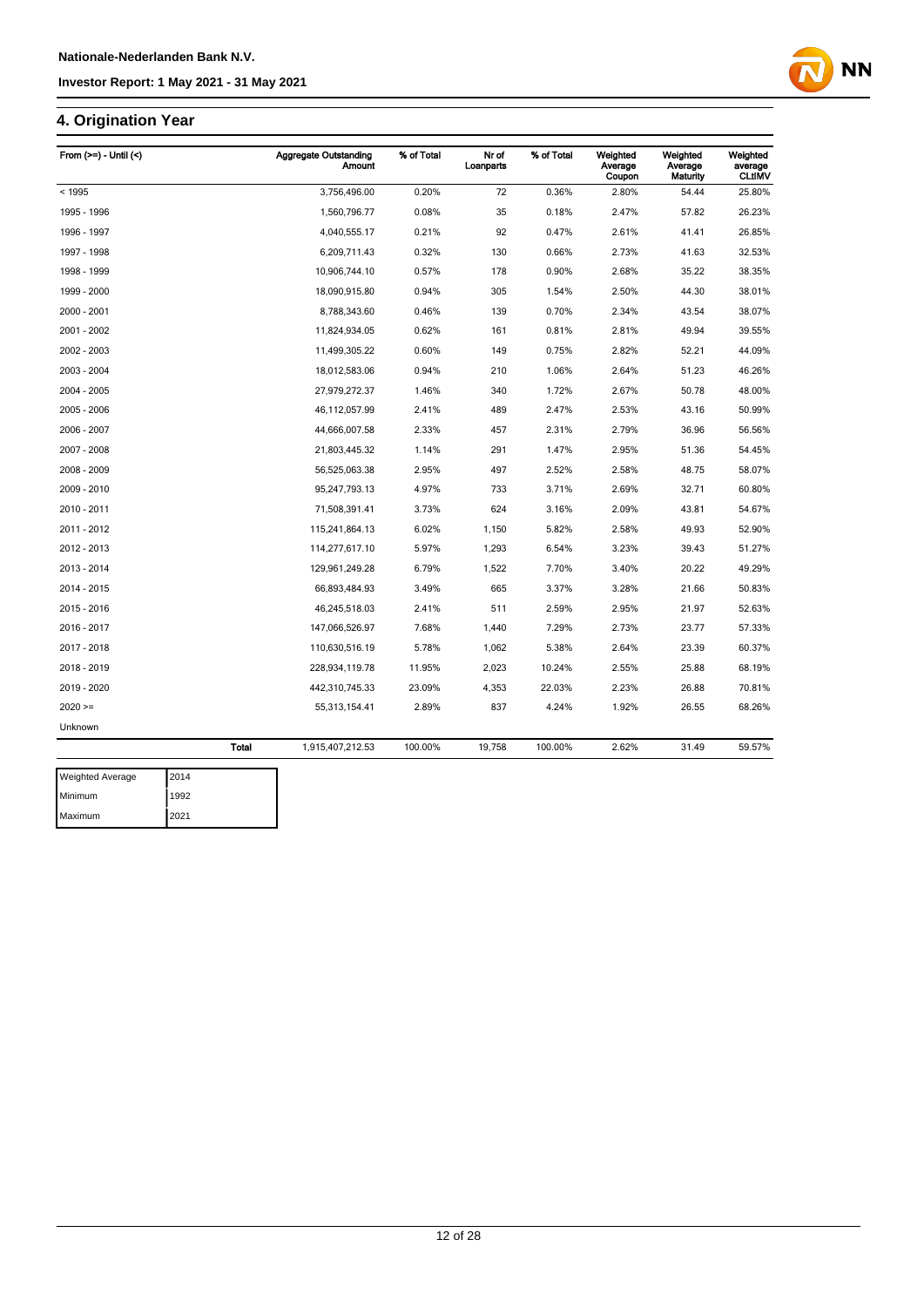## 4. Origination Year

| From (>=) - Until (<) | Aggregate Outstanding Amount | % of Total | Nr of Loanparts | % of Total | Weighted Average Coupon | Weighted Average Maturity | Weighted average CLtIMV |
|---|---|---|---|---|---|---|---|
| < 1995 | 3,756,496.00 | 0.20% | 72 | 0.36% | 2.80% | 54.44 | 25.80% |
| 1995 - 1996 | 1,560,796.77 | 0.08% | 35 | 0.18% | 2.47% | 57.82 | 26.23% |
| 1996 - 1997 | 4,040,555.17 | 0.21% | 92 | 0.47% | 2.61% | 41.41 | 26.85% |
| 1997 - 1998 | 6,209,711.43 | 0.32% | 130 | 0.66% | 2.73% | 41.63 | 32.53% |
| 1998 - 1999 | 10,906,744.10 | 0.57% | 178 | 0.90% | 2.68% | 35.22 | 38.35% |
| 1999 - 2000 | 18,090,915.80 | 0.94% | 305 | 1.54% | 2.50% | 44.30 | 38.01% |
| 2000 - 2001 | 8,788,343.60 | 0.46% | 139 | 0.70% | 2.34% | 43.54 | 38.07% |
| 2001 - 2002 | 11,824,934.05 | 0.62% | 161 | 0.81% | 2.81% | 49.94 | 39.55% |
| 2002 - 2003 | 11,499,305.22 | 0.60% | 149 | 0.75% | 2.82% | 52.21 | 44.09% |
| 2003 - 2004 | 18,012,583.06 | 0.94% | 210 | 1.06% | 2.64% | 51.23 | 46.26% |
| 2004 - 2005 | 27,979,272.37 | 1.46% | 340 | 1.72% | 2.67% | 50.78 | 48.00% |
| 2005 - 2006 | 46,112,057.99 | 2.41% | 489 | 2.47% | 2.53% | 43.16 | 50.99% |
| 2006 - 2007 | 44,666,007.58 | 2.33% | 457 | 2.31% | 2.79% | 36.96 | 56.56% |
| 2007 - 2008 | 21,803,445.32 | 1.14% | 291 | 1.47% | 2.95% | 51.36 | 54.45% |
| 2008 - 2009 | 56,525,063.38 | 2.95% | 497 | 2.52% | 2.58% | 48.75 | 58.07% |
| 2009 - 2010 | 95,247,793.13 | 4.97% | 733 | 3.71% | 2.69% | 32.71 | 60.80% |
| 2010 - 2011 | 71,508,391.41 | 3.73% | 624 | 3.16% | 2.09% | 43.81 | 54.67% |
| 2011 - 2012 | 115,241,864.13 | 6.02% | 1,150 | 5.82% | 2.58% | 49.93 | 52.90% |
| 2012 - 2013 | 114,277,617.10 | 5.97% | 1,293 | 6.54% | 3.23% | 39.43 | 51.27% |
| 2013 - 2014 | 129,961,249.28 | 6.79% | 1,522 | 7.70% | 3.40% | 20.22 | 49.29% |
| 2014 - 2015 | 66,893,484.93 | 3.49% | 665 | 3.37% | 3.28% | 21.66 | 50.83% |
| 2015 - 2016 | 46,245,518.03 | 2.41% | 511 | 2.59% | 2.95% | 21.97 | 52.63% |
| 2016 - 2017 | 147,066,526.97 | 7.68% | 1,440 | 7.29% | 2.73% | 23.77 | 57.33% |
| 2017 - 2018 | 110,630,516.19 | 5.78% | 1,062 | 5.38% | 2.64% | 23.39 | 60.37% |
| 2018 - 2019 | 228,934,119.78 | 11.95% | 2,023 | 10.24% | 2.55% | 25.88 | 68.19% |
| 2019 - 2020 | 442,310,745.33 | 23.09% | 4,353 | 22.03% | 2.23% | 26.88 | 70.81% |
| 2020 >= | 55,313,154.41 | 2.89% | 837 | 4.24% | 1.92% | 26.55 | 68.26% |
| Unknown | | | | | | | |
| Total | 1,915,407,212.53 | 100.00% | 19,758 | 100.00% | 2.62% | 31.49 | 59.57% |

| | |
|---|---|
| Weighted Average | 2014 |
| Minimum | 1992 |
| Maximum | 2021 |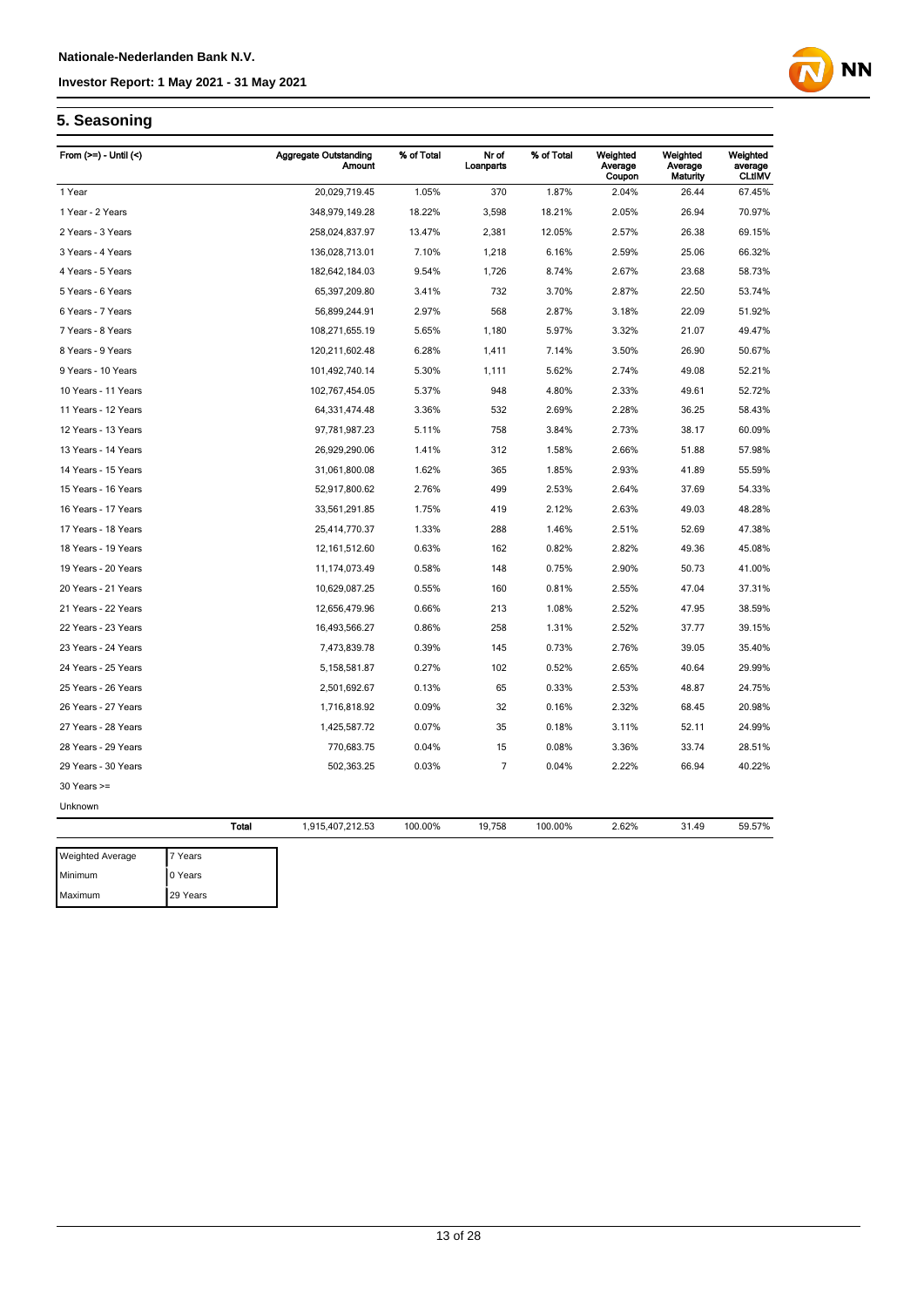## 5. Seasoning

| From (>=) - Until (<) | Aggregate Outstanding Amount | % of Total | Nr of Loanparts | % of Total | Weighted Average Coupon | Weighted Average Maturity | Weighted average CLtIMV |
|---|---|---|---|---|---|---|---|
| 1 Year | 20,029,719.45 | 1.05% | 370 | 1.87% | 2.04% | 26.44 | 67.45% |
| 1 Year - 2 Years | 348,979,149.28 | 18.22% | 3,598 | 18.21% | 2.05% | 26.94 | 70.97% |
| 2 Years - 3 Years | 258,024,837.97 | 13.47% | 2,381 | 12.05% | 2.57% | 26.38 | 69.15% |
| 3 Years - 4 Years | 136,028,713.01 | 7.10% | 1,218 | 6.16% | 2.59% | 25.06 | 66.32% |
| 4 Years - 5 Years | 182,642,184.03 | 9.54% | 1,726 | 8.74% | 2.67% | 23.68 | 58.73% |
| 5 Years - 6 Years | 65,397,209.80 | 3.41% | 732 | 3.70% | 2.87% | 22.50 | 53.74% |
| 6 Years - 7 Years | 56,899,244.91 | 2.97% | 568 | 2.87% | 3.18% | 22.09 | 51.92% |
| 7 Years - 8 Years | 108,271,655.19 | 5.65% | 1,180 | 5.97% | 3.32% | 21.07 | 49.47% |
| 8 Years - 9 Years | 120,211,602.48 | 6.28% | 1,411 | 7.14% | 3.50% | 26.90 | 50.67% |
| 9 Years - 10 Years | 101,492,740.14 | 5.30% | 1,111 | 5.62% | 2.74% | 49.08 | 52.21% |
| 10 Years - 11 Years | 102,767,454.05 | 5.37% | 948 | 4.80% | 2.33% | 49.61 | 52.72% |
| 11 Years - 12 Years | 64,331,474.48 | 3.36% | 532 | 2.69% | 2.28% | 36.25 | 58.43% |
| 12 Years - 13 Years | 97,781,987.23 | 5.11% | 758 | 3.84% | 2.73% | 38.17 | 60.09% |
| 13 Years - 14 Years | 26,929,290.06 | 1.41% | 312 | 1.58% | 2.66% | 51.88 | 57.98% |
| 14 Years - 15 Years | 31,061,800.08 | 1.62% | 365 | 1.85% | 2.93% | 41.89 | 55.59% |
| 15 Years - 16 Years | 52,917,800.62 | 2.76% | 499 | 2.53% | 2.64% | 37.69 | 54.33% |
| 16 Years - 17 Years | 33,561,291.85 | 1.75% | 419 | 2.12% | 2.63% | 49.03 | 48.28% |
| 17 Years - 18 Years | 25,414,770.37 | 1.33% | 288 | 1.46% | 2.51% | 52.69 | 47.38% |
| 18 Years - 19 Years | 12,161,512.60 | 0.63% | 162 | 0.82% | 2.82% | 49.36 | 45.08% |
| 19 Years - 20 Years | 11,174,073.49 | 0.58% | 148 | 0.75% | 2.90% | 50.73 | 41.00% |
| 20 Years - 21 Years | 10,629,087.25 | 0.55% | 160 | 0.81% | 2.55% | 47.04 | 37.31% |
| 21 Years - 22 Years | 12,656,479.96 | 0.66% | 213 | 1.08% | 2.52% | 47.95 | 38.59% |
| 22 Years - 23 Years | 16,493,566.27 | 0.86% | 258 | 1.31% | 2.52% | 37.77 | 39.15% |
| 23 Years - 24 Years | 7,473,839.78 | 0.39% | 145 | 0.73% | 2.76% | 39.05 | 35.40% |
| 24 Years - 25 Years | 5,158,581.87 | 0.27% | 102 | 0.52% | 2.65% | 40.64 | 29.99% |
| 25 Years - 26 Years | 2,501,692.67 | 0.13% | 65 | 0.33% | 2.53% | 48.87 | 24.75% |
| 26 Years - 27 Years | 1,716,818.92 | 0.09% | 32 | 0.16% | 2.32% | 68.45 | 20.98% |
| 27 Years - 28 Years | 1,425,587.72 | 0.07% | 35 | 0.18% | 3.11% | 52.11 | 24.99% |
| 28 Years - 29 Years | 770,683.75 | 0.04% | 15 | 0.08% | 3.36% | 33.74 | 28.51% |
| 29 Years - 30 Years | 502,363.25 | 0.03% | 7 | 0.04% | 2.22% | 66.94 | 40.22% |
| 30 Years >= | | | | | | | |
| Unknown | | | | | | | |
| **Total** | 1,915,407,212.53 | 100.00% | 19,758 | 100.00% | 2.62% | 31.49 | 59.57% |

| | |
|---|---|
| Weighted Average | 7 Years |
| Minimum | 0 Years |
| Maximum | 29 Years |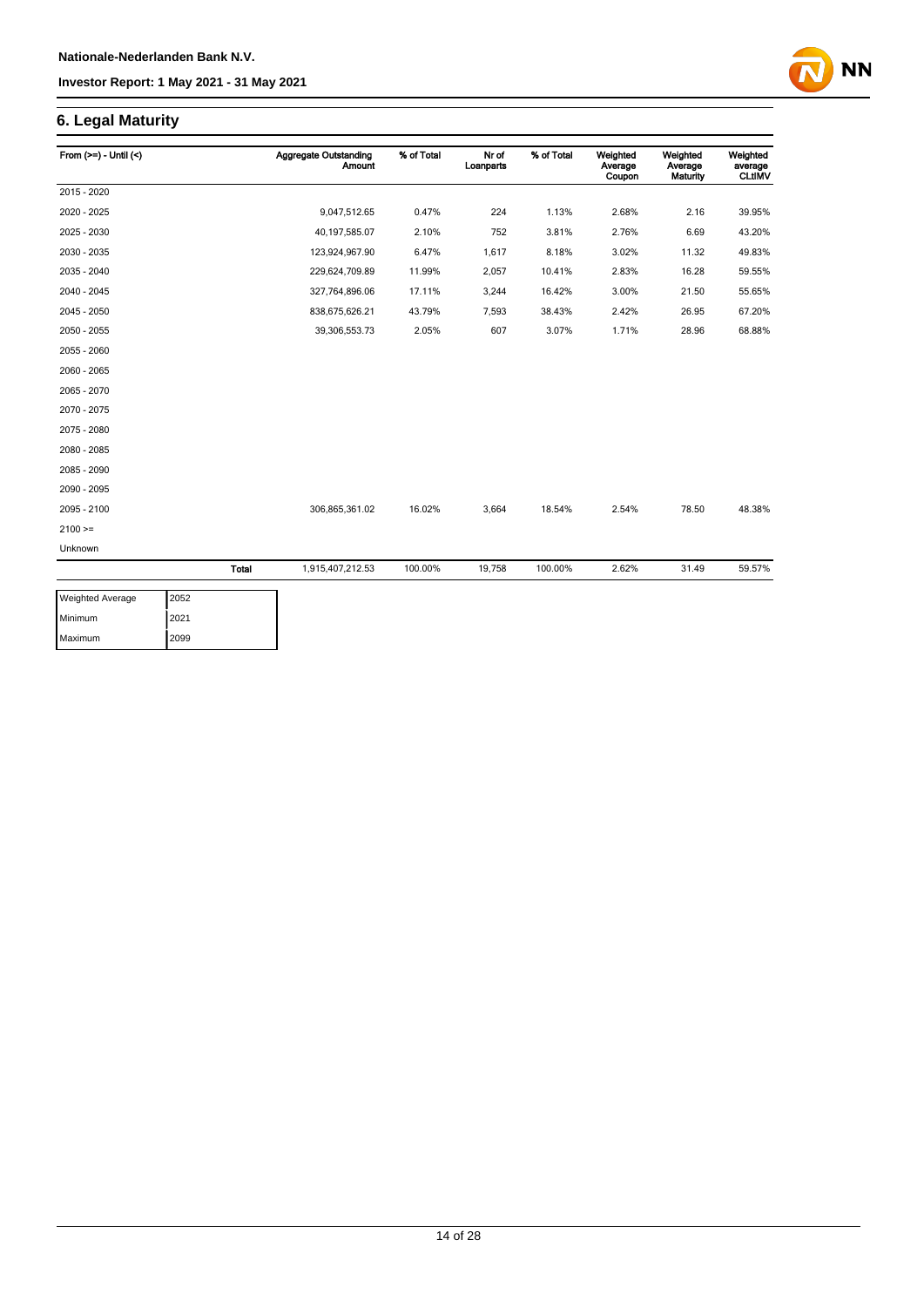## 6. Legal Maturity

| From (>=) - Until (<) | | Aggregate Outstanding Amount | % of Total | Nr of Loanparts | % of Total | Weighted Average Coupon | Weighted Average Maturity | Weighted average CLtIMV |
|---|---|---|---|---|---|---|---|---|
| 2015 - 2020 | | | | | | | | |
| 2020 - 2025 | | 9,047,512.65 | 0.47% | 224 | 1.13% | 2.68% | 2.16 | 39.95% |
| 2025 - 2030 | | 40,197,585.07 | 2.10% | 752 | 3.81% | 2.76% | 6.69 | 43.20% |
| 2030 - 2035 | | 123,924,967.90 | 6.47% | 1,617 | 8.18% | 3.02% | 11.32 | 49.83% |
| 2035 - 2040 | | 229,624,709.89 | 11.99% | 2,057 | 10.41% | 2.83% | 16.28 | 59.55% |
| 2040 - 2045 | | 327,764,896.06 | 17.11% | 3,244 | 16.42% | 3.00% | 21.50 | 55.65% |
| 2045 - 2050 | | 838,675,626.21 | 43.79% | 7,593 | 38.43% | 2.42% | 26.95 | 67.20% |
| 2050 - 2055 | | 39,306,553.73 | 2.05% | 607 | 3.07% | 1.71% | 28.96 | 68.88% |
| 2055 - 2060 | | | | | | | | |
| 2060 - 2065 | | | | | | | | |
| 2065 - 2070 | | | | | | | | |
| 2070 - 2075 | | | | | | | | |
| 2075 - 2080 | | | | | | | | |
| 2080 - 2085 | | | | | | | | |
| 2085 - 2090 | | | | | | | | |
| 2090 - 2095 | | | | | | | | |
| 2095 - 2100 | | 306,865,361.02 | 16.02% | 3,664 | 18.54% | 2.54% | 78.50 | 48.38% |
| 2100 >= | | | | | | | | |
| Unknown | | | | | | | | |
| | **Total** | 1,915,407,212.53 | 100.00% | 19,758 | 100.00% | 2.62% | 31.49 | 59.57% |

| | |
|---|---|
| Weighted Average | 2052 |
| Minimum | 2021 |
| Maximum | 2099 |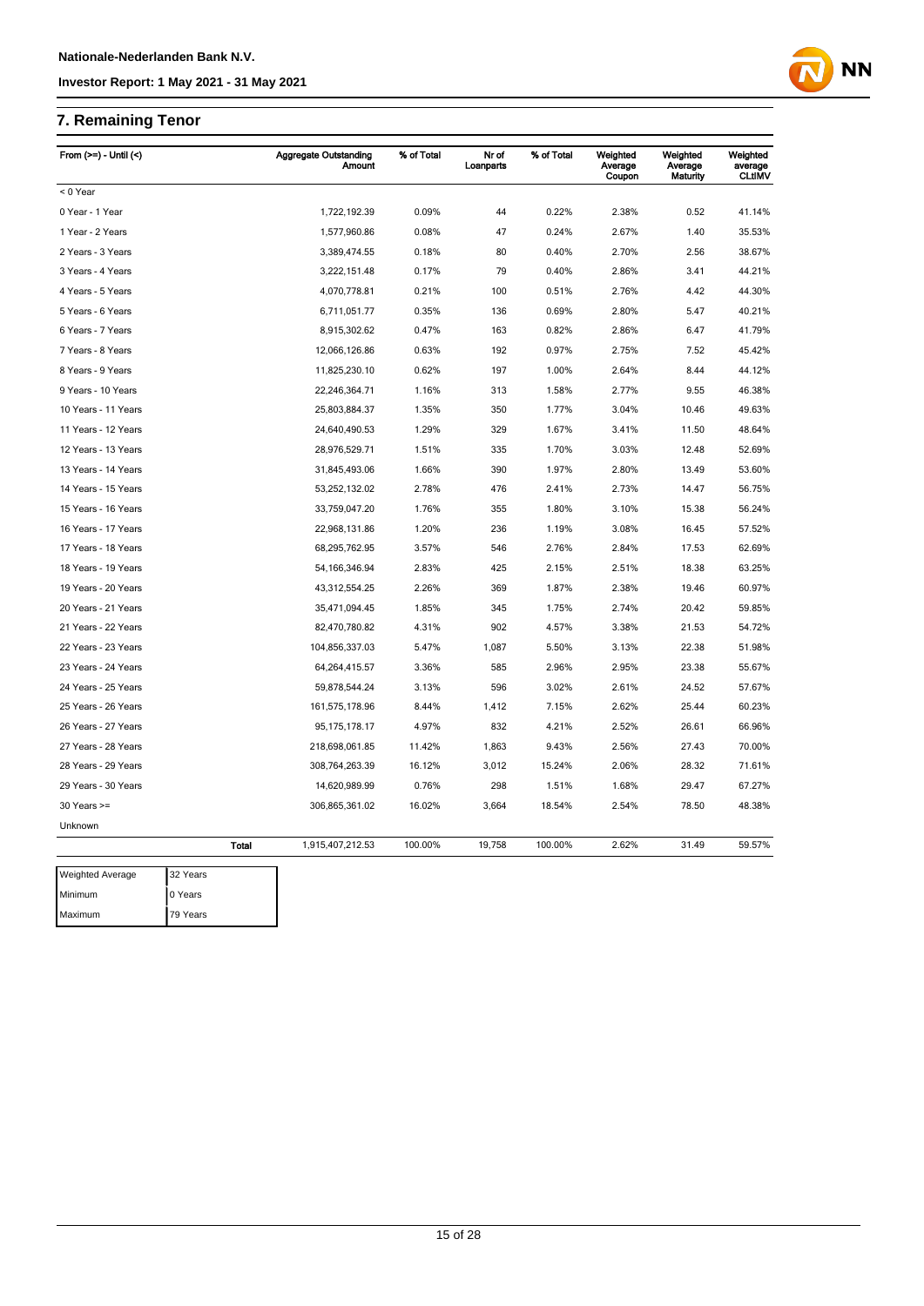## 7. Remaining Tenor

| From (>=) - Until (<) | | Aggregate Outstanding Amount | % of Total | Nr of Loanparts | % of Total | Weighted Average Coupon | Weighted Average Maturity | Weighted average CLtIMV |
|---|---|---|---|---|---|---|---|---|
| < 0 Year | | | | | | | | |
| 0 Year - 1 Year | | 1,722,192.39 | 0.09% | 44 | 0.22% | 2.38% | 0.52 | 41.14% |
| 1 Year - 2 Years | | 1,577,960.86 | 0.08% | 47 | 0.24% | 2.67% | 1.40 | 35.53% |
| 2 Years - 3 Years | | 3,389,474.55 | 0.18% | 80 | 0.40% | 2.70% | 2.56 | 38.67% |
| 3 Years - 4 Years | | 3,222,151.48 | 0.17% | 79 | 0.40% | 2.86% | 3.41 | 44.21% |
| 4 Years - 5 Years | | 4,070,778.81 | 0.21% | 100 | 0.51% | 2.76% | 4.42 | 44.30% |
| 5 Years - 6 Years | | 6,711,051.77 | 0.35% | 136 | 0.69% | 2.80% | 5.47 | 40.21% |
| 6 Years - 7 Years | | 8,915,302.62 | 0.47% | 163 | 0.82% | 2.86% | 6.47 | 41.79% |
| 7 Years - 8 Years | | 12,066,126.86 | 0.63% | 192 | 0.97% | 2.75% | 7.52 | 45.42% |
| 8 Years - 9 Years | | 11,825,230.10 | 0.62% | 197 | 1.00% | 2.64% | 8.44 | 44.12% |
| 9 Years - 10 Years | | 22,246,364.71 | 1.16% | 313 | 1.58% | 2.77% | 9.55 | 46.38% |
| 10 Years - 11 Years | | 25,803,884.37 | 1.35% | 350 | 1.77% | 3.04% | 10.46 | 49.63% |
| 11 Years - 12 Years | | 24,640,490.53 | 1.29% | 329 | 1.67% | 3.41% | 11.50 | 48.64% |
| 12 Years - 13 Years | | 28,976,529.71 | 1.51% | 335 | 1.70% | 3.03% | 12.48 | 52.69% |
| 13 Years - 14 Years | | 31,845,493.06 | 1.66% | 390 | 1.97% | 2.80% | 13.49 | 53.60% |
| 14 Years - 15 Years | | 53,252,132.02 | 2.78% | 476 | 2.41% | 2.73% | 14.47 | 56.75% |
| 15 Years - 16 Years | | 33,759,047.20 | 1.76% | 355 | 1.80% | 3.10% | 15.38 | 56.24% |
| 16 Years - 17 Years | | 22,968,131.86 | 1.20% | 236 | 1.19% | 3.08% | 16.45 | 57.52% |
| 17 Years - 18 Years | | 68,295,762.95 | 3.57% | 546 | 2.76% | 2.84% | 17.53 | 62.69% |
| 18 Years - 19 Years | | 54,166,346.94 | 2.83% | 425 | 2.15% | 2.51% | 18.38 | 63.25% |
| 19 Years - 20 Years | | 43,312,554.25 | 2.26% | 369 | 1.87% | 2.38% | 19.46 | 60.97% |
| 20 Years - 21 Years | | 35,471,094.45 | 1.85% | 345 | 1.75% | 2.74% | 20.42 | 59.85% |
| 21 Years - 22 Years | | 82,470,780.82 | 4.31% | 902 | 4.57% | 3.38% | 21.53 | 54.72% |
| 22 Years - 23 Years | | 104,856,337.03 | 5.47% | 1,087 | 5.50% | 3.13% | 22.38 | 51.98% |
| 23 Years - 24 Years | | 64,264,415.57 | 3.36% | 585 | 2.96% | 2.95% | 23.38 | 55.67% |
| 24 Years - 25 Years | | 59,878,544.24 | 3.13% | 596 | 3.02% | 2.61% | 24.52 | 57.67% |
| 25 Years - 26 Years | | 161,575,178.96 | 8.44% | 1,412 | 7.15% | 2.62% | 25.44 | 60.23% |
| 26 Years - 27 Years | | 95,175,178.17 | 4.97% | 832 | 4.21% | 2.52% | 26.61 | 66.96% |
| 27 Years - 28 Years | | 218,698,061.85 | 11.42% | 1,863 | 9.43% | 2.56% | 27.43 | 70.00% |
| 28 Years - 29 Years | | 308,764,263.39 | 16.12% | 3,012 | 15.24% | 2.06% | 28.32 | 71.61% |
| 29 Years - 30 Years | | 14,620,989.99 | 0.76% | 298 | 1.51% | 1.68% | 29.47 | 67.27% |
| 30 Years >= | | 306,865,361.02 | 16.02% | 3,664 | 18.54% | 2.54% | 78.50 | 48.38% |
| Unknown | | | | | | | | |
| | **Total** | 1,915,407,212.53 | 100.00% | 19,758 | 100.00% | 2.62% | 31.49 | 59.57% |

| | |
|---|---|
| Weighted Average | 32 Years |
| Minimum | 0 Years |
| Maximum | 79 Years |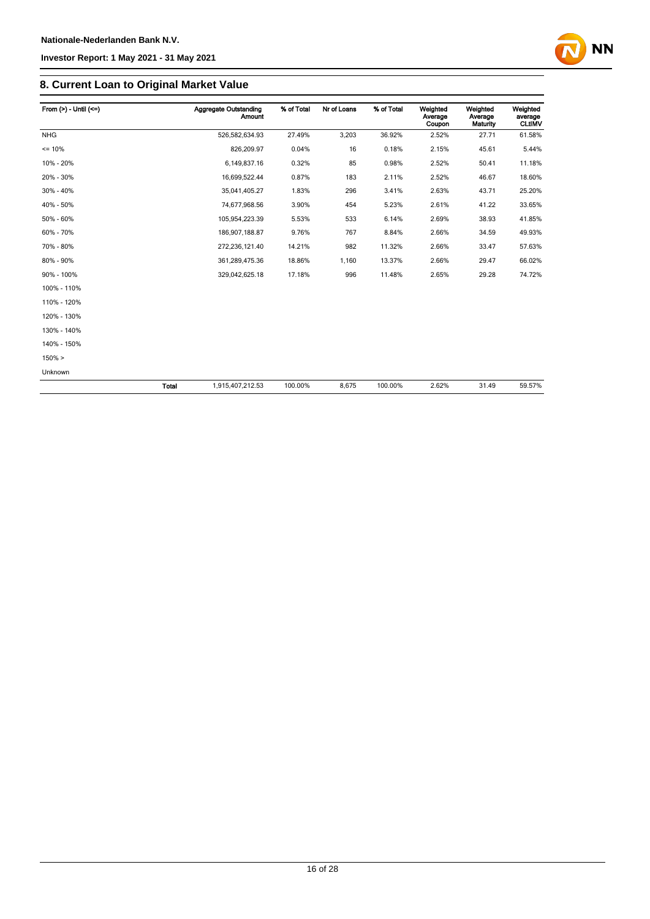## 8. Current Loan to Original Market Value

| From (>) - Until (<=) | | Aggregate Outstanding Amount | % of Total | Nr of Loans | % of Total | Weighted Average Coupon | Weighted Average Maturity | Weighted average CLtIMV |
|---|---|---|---|---|---|---|---|---|
| NHG | | 526,582,634.93 | 27.49% | 3,203 | 36.92% | 2.52% | 27.71 | 61.58% |
| <= 10% | | 826,209.97 | 0.04% | 16 | 0.18% | 2.15% | 45.61 | 5.44% |
| 10% - 20% | | 6,149,837.16 | 0.32% | 85 | 0.98% | 2.52% | 50.41 | 11.18% |
| 20% - 30% | | 16,699,522.44 | 0.87% | 183 | 2.11% | 2.52% | 46.67 | 18.60% |
| 30% - 40% | | 35,041,405.27 | 1.83% | 296 | 3.41% | 2.63% | 43.71 | 25.20% |
| 40% - 50% | | 74,677,968.56 | 3.90% | 454 | 5.23% | 2.61% | 41.22 | 33.65% |
| 50% - 60% | | 105,954,223.39 | 5.53% | 533 | 6.14% | 2.69% | 38.93 | 41.85% |
| 60% - 70% | | 186,907,188.87 | 9.76% | 767 | 8.84% | 2.66% | 34.59 | 49.93% |
| 70% - 80% | | 272,236,121.40 | 14.21% | 982 | 11.32% | 2.66% | 33.47 | 57.63% |
| 80% - 90% | | 361,289,475.36 | 18.86% | 1,160 | 13.37% | 2.66% | 29.47 | 66.02% |
| 90% - 100% | | 329,042,625.18 | 17.18% | 996 | 11.48% | 2.65% | 29.28 | 74.72% |
| 100% - 110% | | | | | | | | |
| 110% - 120% | | | | | | | | |
| 120% - 130% | | | | | | | | |
| 130% - 140% | | | | | | | | |
| 140% - 150% | | | | | | | | |
| 150% > | | | | | | | | |
| Unknown | | | | | | | | |
| | **Total** | 1,915,407,212.53 | 100.00% | 8,675 | 100.00% | 2.62% | 31.49 | 59.57% |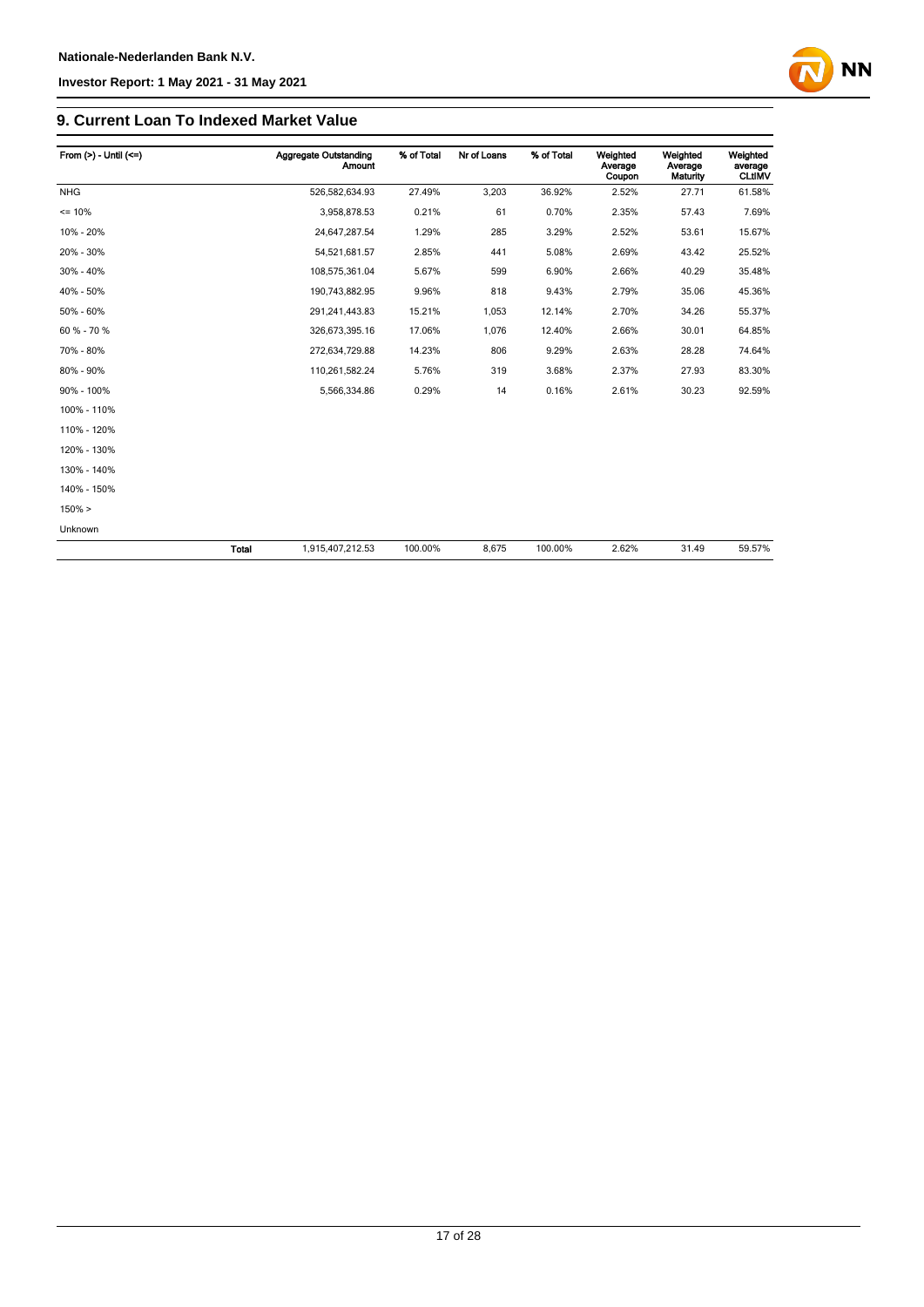## 9. Current Loan To Indexed Market Value

| From (>) - Until (<=) | | Aggregate Outstanding Amount | % of Total | Nr of Loans | % of Total | Weighted Average Coupon | Weighted Average Maturity | Weighted average CLtIMV |
|---|---|---|---|---|---|---|---|---|
| NHG | | 526,582,634.93 | 27.49% | 3,203 | 36.92% | 2.52% | 27.71 | 61.58% |
| <= 10% | | 3,958,878.53 | 0.21% | 61 | 0.70% | 2.35% | 57.43 | 7.69% |
| 10% - 20% | | 24,647,287.54 | 1.29% | 285 | 3.29% | 2.52% | 53.61 | 15.67% |
| 20% - 30% | | 54,521,681.57 | 2.85% | 441 | 5.08% | 2.69% | 43.42 | 25.52% |
| 30% - 40% | | 108,575,361.04 | 5.67% | 599 | 6.90% | 2.66% | 40.29 | 35.48% |
| 40% - 50% | | 190,743,882.95 | 9.96% | 818 | 9.43% | 2.79% | 35.06 | 45.36% |
| 50% - 60% | | 291,241,443.83 | 15.21% | 1,053 | 12.14% | 2.70% | 34.26 | 55.37% |
| 60 % - 70 % | | 326,673,395.16 | 17.06% | 1,076 | 12.40% | 2.66% | 30.01 | 64.85% |
| 70% - 80% | | 272,634,729.88 | 14.23% | 806 | 9.29% | 2.63% | 28.28 | 74.64% |
| 80% - 90% | | 110,261,582.24 | 5.76% | 319 | 3.68% | 2.37% | 27.93 | 83.30% |
| 90% - 100% | | 5,566,334.86 | 0.29% | 14 | 0.16% | 2.61% | 30.23 | 92.59% |
| 100% - 110% | | | | | | | | |
| 110% - 120% | | | | | | | | |
| 120% - 130% | | | | | | | | |
| 130% - 140% | | | | | | | | |
| 140% - 150% | | | | | | | | |
| 150% > | | | | | | | | |
| Unknown | | | | | | | | |
| | **Total** | 1,915,407,212.53 | 100.00% | 8,675 | 100.00% | 2.62% | 31.49 | 59.57% |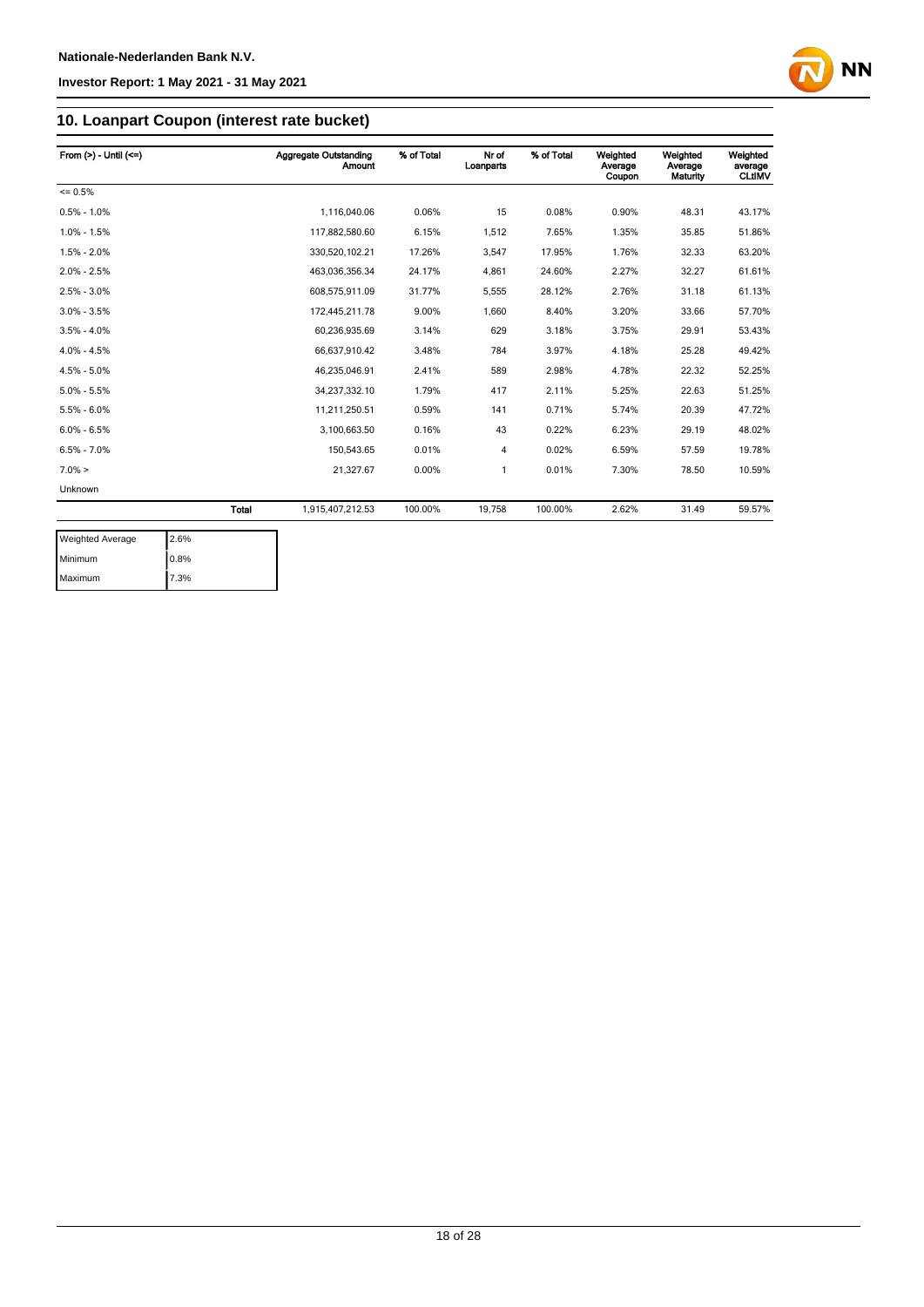## 10. Loanpart Coupon (interest rate bucket)

| From (>) - Until (<=) | | Aggregate Outstanding Amount | % of Total | Nr of Loanparts | % of Total | Weighted Average Coupon | Weighted Average Maturity | Weighted average CLtIMV |
|---|---|---|---|---|---|---|---|---|
| <= 0.5% | | | | | | | | |
| 0.5% - 1.0% | | 1,116,040.06 | 0.06% | 15 | 0.08% | 0.90% | 48.31 | 43.17% |
| 1.0% - 1.5% | | 117,882,580.60 | 6.15% | 1,512 | 7.65% | 1.35% | 35.85 | 51.86% |
| 1.5% - 2.0% | | 330,520,102.21 | 17.26% | 3,547 | 17.95% | 1.76% | 32.33 | 63.20% |
| 2.0% - 2.5% | | 463,036,356.34 | 24.17% | 4,861 | 24.60% | 2.27% | 32.27 | 61.61% |
| 2.5% - 3.0% | | 608,575,911.09 | 31.77% | 5,555 | 28.12% | 2.76% | 31.18 | 61.13% |
| 3.0% - 3.5% | | 172,445,211.78 | 9.00% | 1,660 | 8.40% | 3.20% | 33.66 | 57.70% |
| 3.5% - 4.0% | | 60,236,935.69 | 3.14% | 629 | 3.18% | 3.75% | 29.91 | 53.43% |
| 4.0% - 4.5% | | 66,637,910.42 | 3.48% | 784 | 3.97% | 4.18% | 25.28 | 49.42% |
| 4.5% - 5.0% | | 46,235,046.91 | 2.41% | 589 | 2.98% | 4.78% | 22.32 | 52.25% |
| 5.0% - 5.5% | | 34,237,332.10 | 1.79% | 417 | 2.11% | 5.25% | 22.63 | 51.25% |
| 5.5% - 6.0% | | 11,211,250.51 | 0.59% | 141 | 0.71% | 5.74% | 20.39 | 47.72% |
| 6.0% - 6.5% | | 3,100,663.50 | 0.16% | 43 | 0.22% | 6.23% | 29.19 | 48.02% |
| 6.5% - 7.0% | | 150,543.65 | 0.01% | 4 | 0.02% | 6.59% | 57.59 | 19.78% |
| 7.0% > | | 21,327.67 | 0.00% | 1 | 0.01% | 7.30% | 78.50 | 10.59% |
| Unknown | | | | | | | | |
| | **Total** | 1,915,407,212.53 | 100.00% | 19,758 | 100.00% | 2.62% | 31.49 | 59.57% |

| | |
|---|---|
| Weighted Average | 2.6% |
| Minimum | 0.8% |
| Maximum | 7.3% |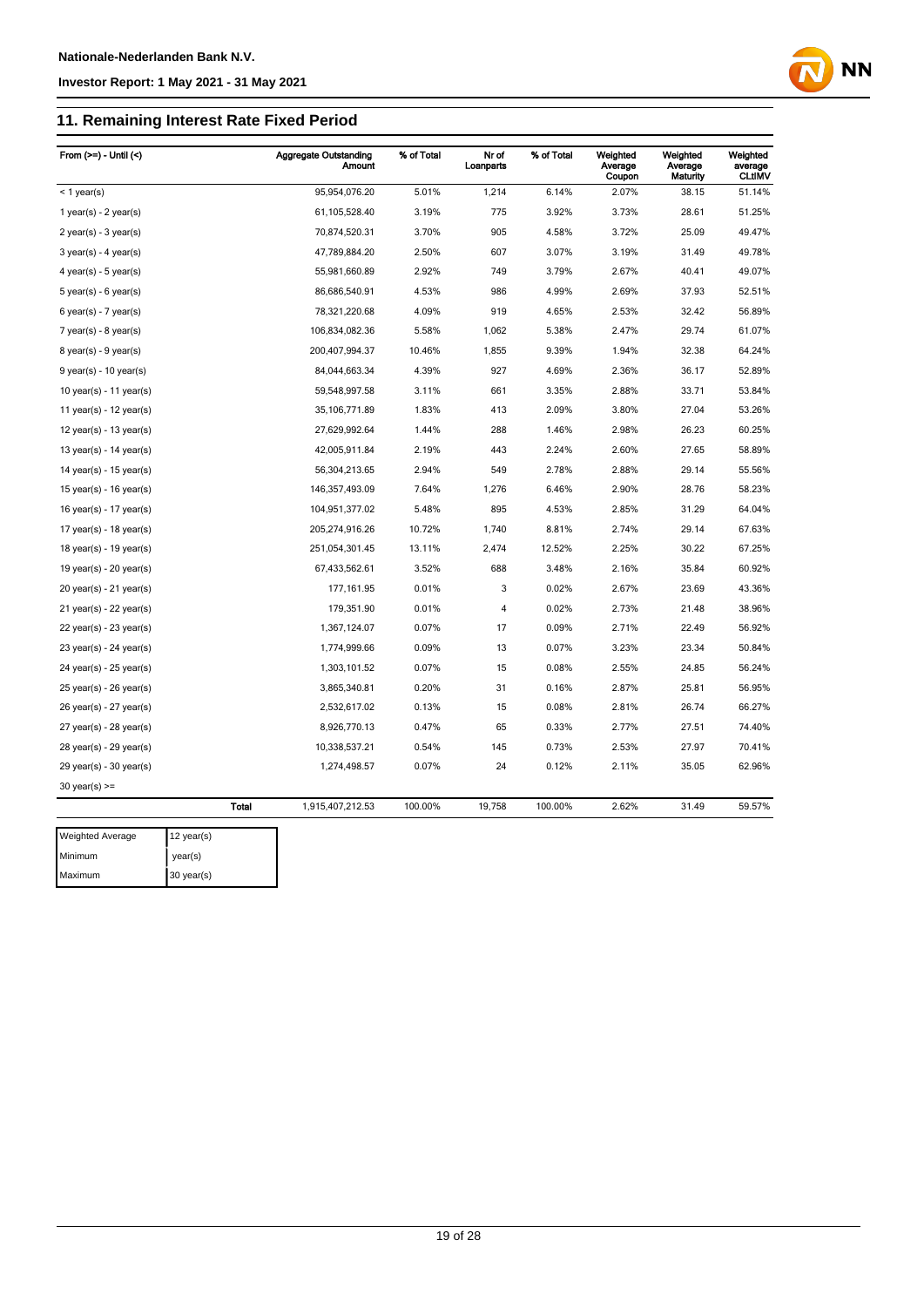## 11. Remaining Interest Rate Fixed Period

| From (>=) - Until (<) | | Aggregate Outstanding Amount | % of Total | Nr of Loanparts | % of Total | Weighted Average Coupon | Weighted Average Maturity | Weighted average CLtIMV |
|---|---|---|---|---|---|---|---|---|
| < 1 year(s) | | 95,954,076.20 | 5.01% | 1,214 | 6.14% | 2.07% | 38.15 | 51.14% |
| 1 year(s) - 2 year(s) | | 61,105,528.40 | 3.19% | 775 | 3.92% | 3.73% | 28.61 | 51.25% |
| 2 year(s) - 3 year(s) | | 70,874,520.31 | 3.70% | 905 | 4.58% | 3.72% | 25.09 | 49.47% |
| 3 year(s) - 4 year(s) | | 47,789,884.20 | 2.50% | 607 | 3.07% | 3.19% | 31.49 | 49.78% |
| 4 year(s) - 5 year(s) | | 55,981,660.89 | 2.92% | 749 | 3.79% | 2.67% | 40.41 | 49.07% |
| 5 year(s) - 6 year(s) | | 86,686,540.91 | 4.53% | 986 | 4.99% | 2.69% | 37.93 | 52.51% |
| 6 year(s) - 7 year(s) | | 78,321,220.68 | 4.09% | 919 | 4.65% | 2.53% | 32.42 | 56.89% |
| 7 year(s) - 8 year(s) | | 106,834,082.36 | 5.58% | 1,062 | 5.38% | 2.47% | 29.74 | 61.07% |
| 8 year(s) - 9 year(s) | | 200,407,994.37 | 10.46% | 1,855 | 9.39% | 1.94% | 32.38 | 64.24% |
| 9 year(s) - 10 year(s) | | 84,044,663.34 | 4.39% | 927 | 4.69% | 2.36% | 36.17 | 52.89% |
| 10 year(s) - 11 year(s) | | 59,548,997.58 | 3.11% | 661 | 3.35% | 2.88% | 33.71 | 53.84% |
| 11 year(s) - 12 year(s) | | 35,106,771.89 | 1.83% | 413 | 2.09% | 3.80% | 27.04 | 53.26% |
| 12 year(s) - 13 year(s) | | 27,629,992.64 | 1.44% | 288 | 1.46% | 2.98% | 26.23 | 60.25% |
| 13 year(s) - 14 year(s) | | 42,005,911.84 | 2.19% | 443 | 2.24% | 2.60% | 27.65 | 58.89% |
| 14 year(s) - 15 year(s) | | 56,304,213.65 | 2.94% | 549 | 2.78% | 2.88% | 29.14 | 55.56% |
| 15 year(s) - 16 year(s) | | 146,357,493.09 | 7.64% | 1,276 | 6.46% | 2.90% | 28.76 | 58.23% |
| 16 year(s) - 17 year(s) | | 104,951,377.02 | 5.48% | 895 | 4.53% | 2.85% | 31.29 | 64.04% |
| 17 year(s) - 18 year(s) | | 205,274,916.26 | 10.72% | 1,740 | 8.81% | 2.74% | 29.14 | 67.63% |
| 18 year(s) - 19 year(s) | | 251,054,301.45 | 13.11% | 2,474 | 12.52% | 2.25% | 30.22 | 67.25% |
| 19 year(s) - 20 year(s) | | 67,433,562.61 | 3.52% | 688 | 3.48% | 2.16% | 35.84 | 60.92% |
| 20 year(s) - 21 year(s) | | 177,161.95 | 0.01% | 3 | 0.02% | 2.67% | 23.69 | 43.36% |
| 21 year(s) - 22 year(s) | | 179,351.90 | 0.01% | 4 | 0.02% | 2.73% | 21.48 | 38.96% |
| 22 year(s) - 23 year(s) | | 1,367,124.07 | 0.07% | 17 | 0.09% | 2.71% | 22.49 | 56.92% |
| 23 year(s) - 24 year(s) | | 1,774,999.66 | 0.09% | 13 | 0.07% | 3.23% | 23.34 | 50.84% |
| 24 year(s) - 25 year(s) | | 1,303,101.52 | 0.07% | 15 | 0.08% | 2.55% | 24.85 | 56.24% |
| 25 year(s) - 26 year(s) | | 3,865,340.81 | 0.20% | 31 | 0.16% | 2.87% | 25.81 | 56.95% |
| 26 year(s) - 27 year(s) | | 2,532,617.02 | 0.13% | 15 | 0.08% | 2.81% | 26.74 | 66.27% |
| 27 year(s) - 28 year(s) | | 8,926,770.13 | 0.47% | 65 | 0.33% | 2.77% | 27.51 | 74.40% |
| 28 year(s) - 29 year(s) | | 10,338,537.21 | 0.54% | 145 | 0.73% | 2.53% | 27.97 | 70.41% |
| 29 year(s) - 30 year(s) | | 1,274,498.57 | 0.07% | 24 | 0.12% | 2.11% | 35.05 | 62.96% |
| 30 year(s) >= | | | | | | | | |
| | Total | 1,915,407,212.53 | 100.00% | 19,758 | 100.00% | 2.62% | 31.49 | 59.57% |

| | |
|---|---|
| Weighted Average | 12 year(s) |
| Minimum | year(s) |
| Maximum | 30 year(s) |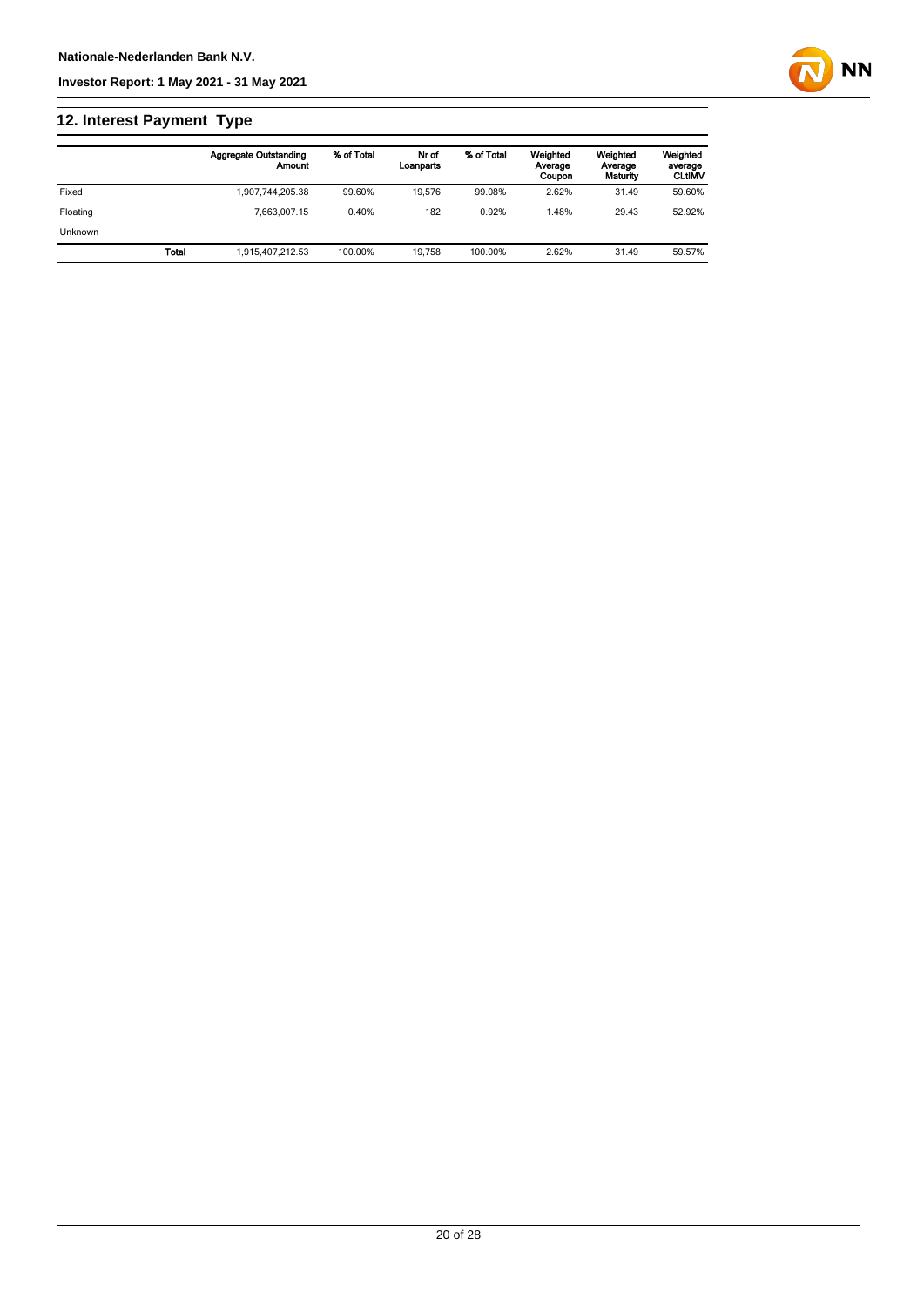## 12. Interest Payment Type

| | Aggregate Outstanding Amount | % of Total | Nr of Loanparts | % of Total | Weighted Average Coupon | Weighted Average Maturity | Weighted average CLtIMV |
|---|---|---|---|---|---|---|---|
| Fixed | 1,907,744,205.38 | 99.60% | 19,576 | 99.08% | 2.62% | 31.49 | 59.60% |
| Floating | 7,663,007.15 | 0.40% | 182 | 0.92% | 1.48% | 29.43 | 52.92% |
| Unknown | | | | | | | |
| **Total** | 1,915,407,212.53 | 100.00% | 19,758 | 100.00% | 2.62% | 31.49 | 59.57% |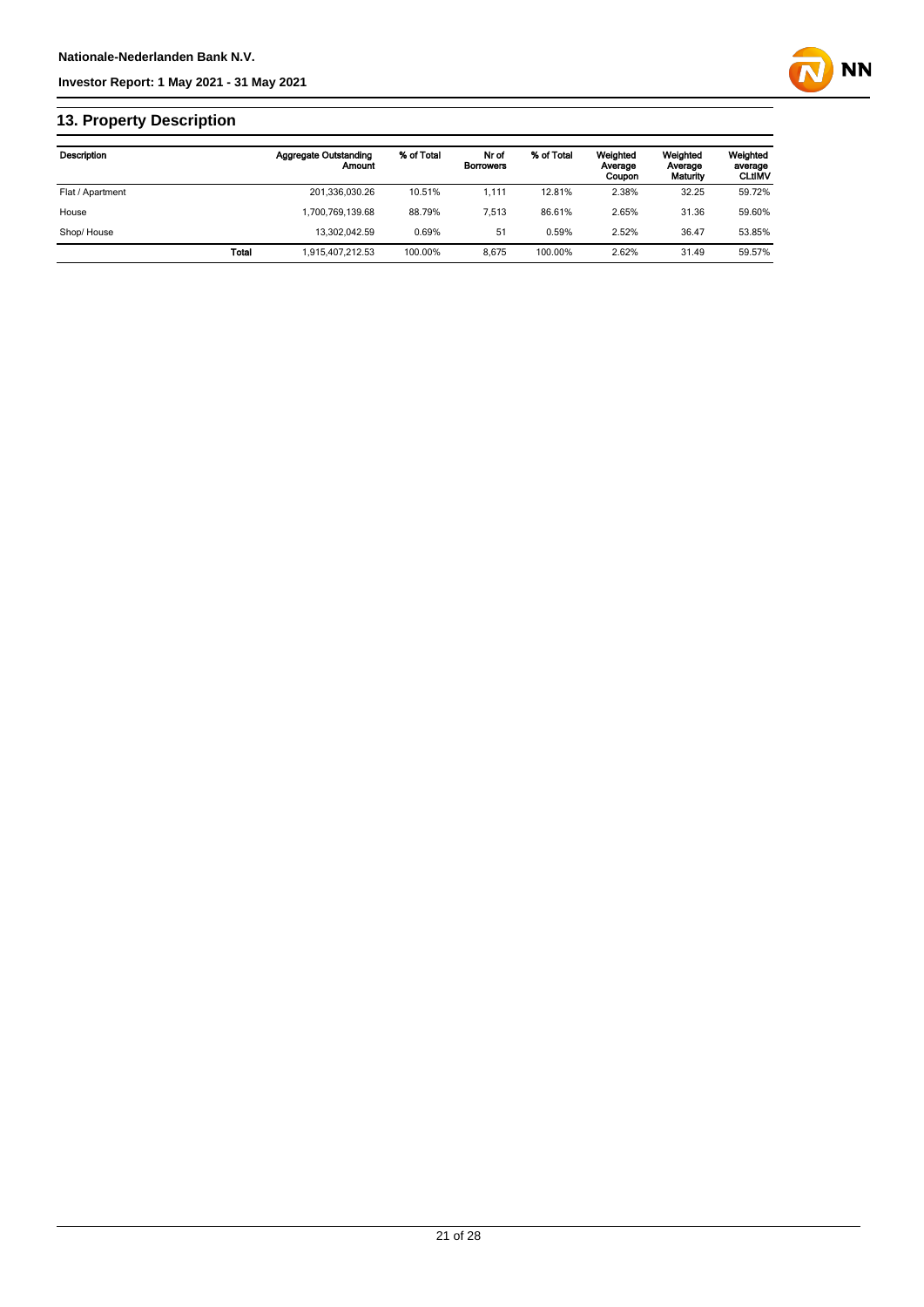## 13. Property Description

| Description | | Aggregate Outstanding Amount | % of Total | Nr of Borrowers | % of Total | Weighted Average Coupon | Weighted Average Maturity | Weighted average CLtIMV |
|---|---|---|---|---|---|---|---|---|
| Flat / Apartment | | 201,336,030.26 | 10.51% | 1,111 | 12.81% | 2.38% | 32.25 | 59.72% |
| House | | 1,700,769,139.68 | 88.79% | 7,513 | 86.61% | 2.65% | 31.36 | 59.60% |
| Shop/ House | | 13,302,042.59 | 0.69% | 51 | 0.59% | 2.52% | 36.47 | 53.85% |
| | **Total** | 1,915,407,212.53 | 100.00% | 8,675 | 100.00% | 2.62% | 31.49 | 59.57% |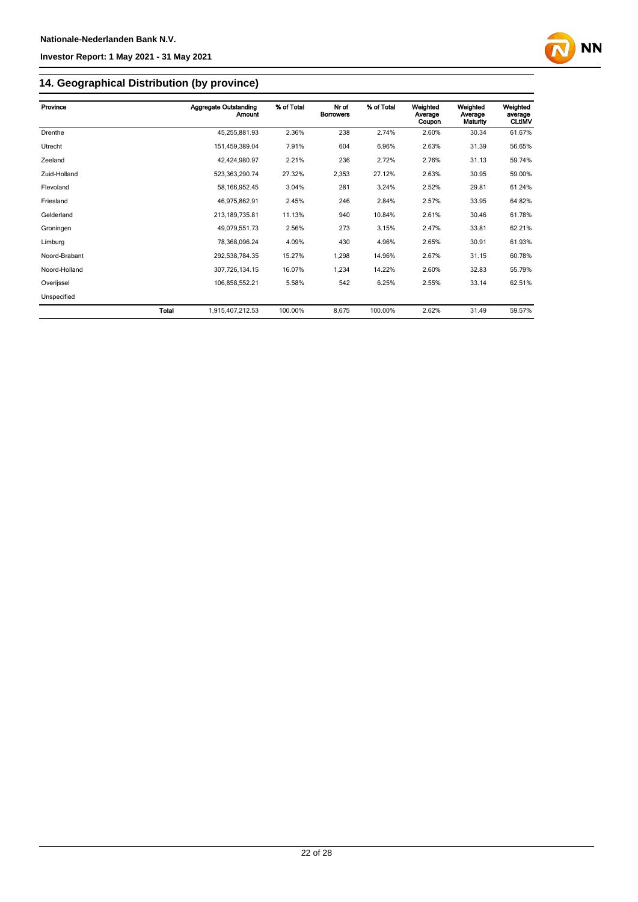## 14. Geographical Distribution (by province)

| Province | | Aggregate Outstanding Amount | % of Total | Nr of Borrowers | % of Total | Weighted Average Coupon | Weighted Average Maturity | Weighted average CLtIMV |
|---|---|---|---|---|---|---|---|---|
| Drenthe | | 45,255,881.93 | 2.36% | 238 | 2.74% | 2.60% | 30.34 | 61.67% |
| Utrecht | | 151,459,389.04 | 7.91% | 604 | 6.96% | 2.63% | 31.39 | 56.65% |
| Zeeland | | 42,424,980.97 | 2.21% | 236 | 2.72% | 2.76% | 31.13 | 59.74% |
| Zuid-Holland | | 523,363,290.74 | 27.32% | 2,353 | 27.12% | 2.63% | 30.95 | 59.00% |
| Flevoland | | 58,166,952.45 | 3.04% | 281 | 3.24% | 2.52% | 29.81 | 61.24% |
| Friesland | | 46,975,862.91 | 2.45% | 246 | 2.84% | 2.57% | 33.95 | 64.82% |
| Gelderland | | 213,189,735.81 | 11.13% | 940 | 10.84% | 2.61% | 30.46 | 61.78% |
| Groningen | | 49,079,551.73 | 2.56% | 273 | 3.15% | 2.47% | 33.81 | 62.21% |
| Limburg | | 78,368,096.24 | 4.09% | 430 | 4.96% | 2.65% | 30.91 | 61.93% |
| Noord-Brabant | | 292,538,784.35 | 15.27% | 1,298 | 14.96% | 2.67% | 31.15 | 60.78% |
| Noord-Holland | | 307,726,134.15 | 16.07% | 1,234 | 14.22% | 2.60% | 32.83 | 55.79% |
| Overijssel | | 106,858,552.21 | 5.58% | 542 | 6.25% | 2.55% | 33.14 | 62.51% |
| Unspecified | | | | | | | | |
| | **Total** | 1,915,407,212.53 | 100.00% | 8,675 | 100.00% | 2.62% | 31.49 | 59.57% |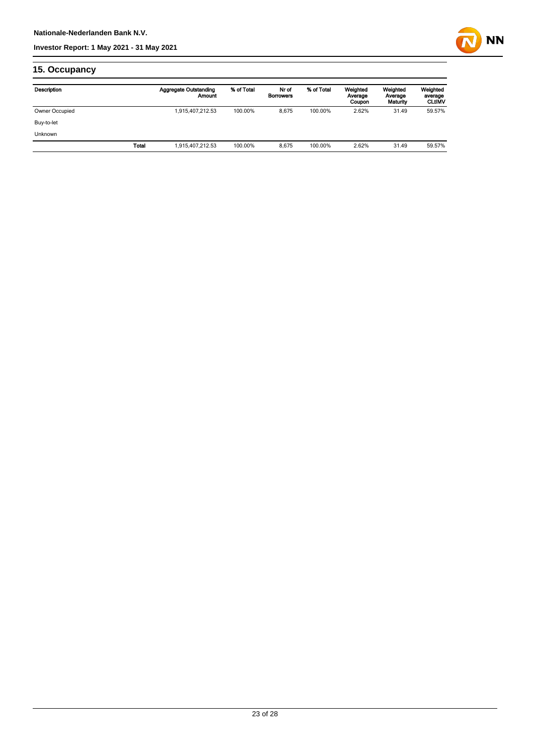## 15. Occupancy

| Description | | Aggregate Outstanding Amount | % of Total | Nr of Borrowers | % of Total | Weighted Average Coupon | Weighted Average Maturity | Weighted average CLtIMV |
|---|---|---|---|---|---|---|---|---|
| Owner Occupied | | 1,915,407,212.53 | 100.00% | 8,675 | 100.00% | 2.62% | 31.49 | 59.57% |
| Buy-to-let | | | | | | | | |
| Unknown | | | | | | | | |
| | Total | 1,915,407,212.53 | 100.00% | 8,675 | 100.00% | 2.62% | 31.49 | 59.57% |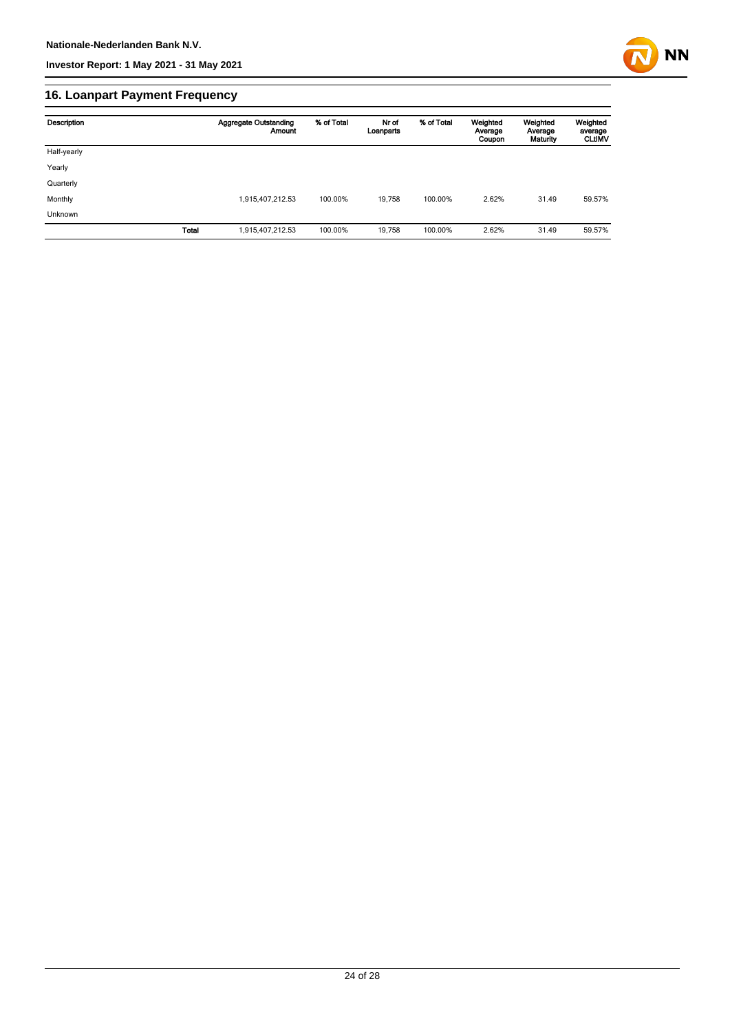## 16. Loanpart Payment Frequency

| Description | | Aggregate Outstanding Amount | % of Total | Nr of Loanparts | % of Total | Weighted Average Coupon | Weighted Average Maturity | Weighted average CLtIMV |
|---|---|---|---|---|---|---|---|---|
| Half-yearly | | | | | | | | |
| Yearly | | | | | | | | |
| Quarterly | | | | | | | | |
| Monthly | | 1,915,407,212.53 | 100.00% | 19,758 | 100.00% | 2.62% | 31.49 | 59.57% |
| Unknown | | | | | | | | |
| | **Total** | 1,915,407,212.53 | 100.00% | 19,758 | 100.00% | 2.62% | 31.49 | 59.57% |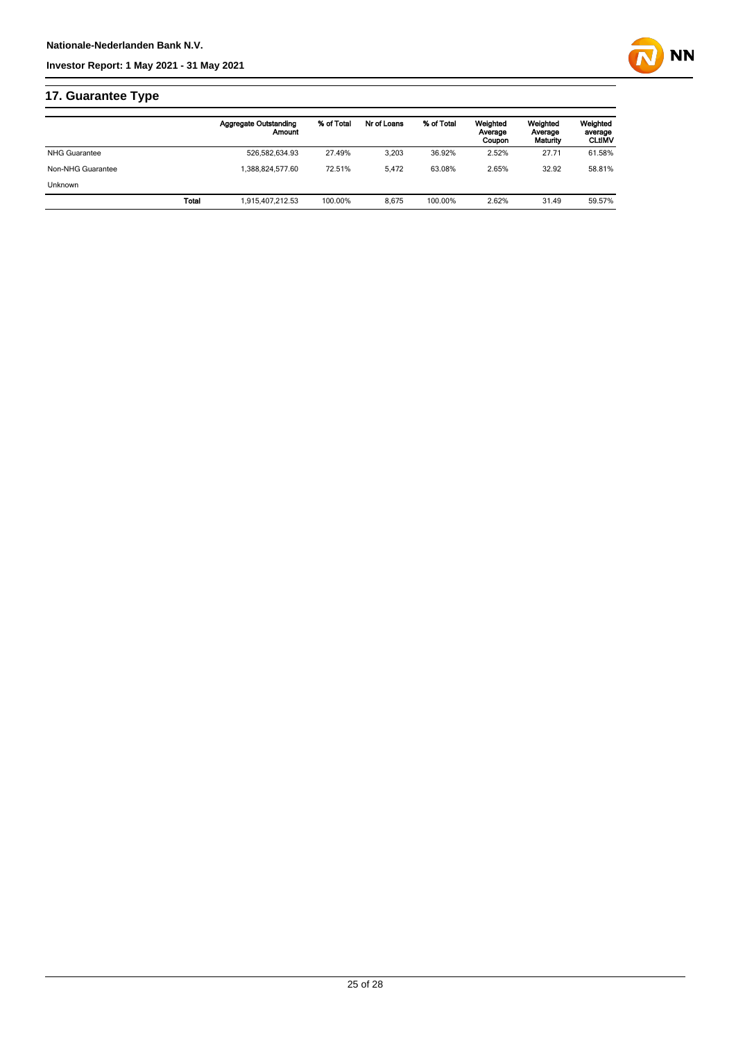## 17. Guarantee Type

| | Aggregate Outstanding Amount | % of Total | Nr of Loans | % of Total | Weighted Average Coupon | Weighted Average Maturity | Weighted average CLtIMV |
|---|---|---|---|---|---|---|---|
| NHG Guarantee | 526,582,634.93 | 27.49% | 3,203 | 36.92% | 2.52% | 27.71 | 61.58% |
| Non-NHG Guarantee | 1,388,824,577.60 | 72.51% | 5,472 | 63.08% | 2.65% | 32.92 | 58.81% |
| Unknown | | | | | | | |
| **Total** | 1,915,407,212.53 | 100.00% | 8,675 | 100.00% | 2.62% | 31.49 | 59.57% |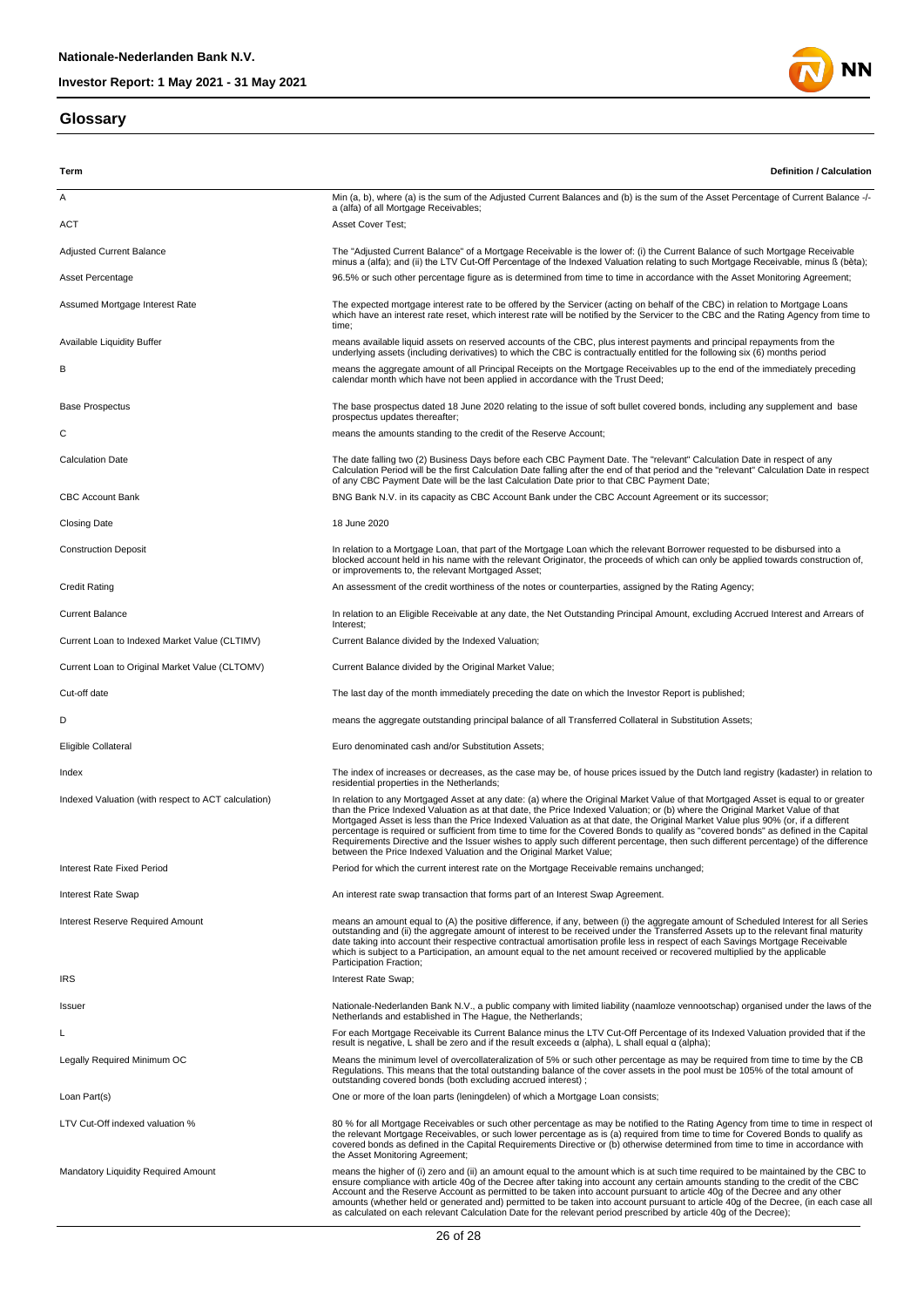## Glossary

| Term | Definition / Calculation |
|---|---|
| A | Min (a, b), where (a) is the sum of the Adjusted Current Balances and (b) is the sum of the Asset Percentage of Current Balance -/- a (alfa) of all Mortgage Receivables; |
| ACT | Asset Cover Test; |
| Adjusted Current Balance | The "Adjusted Current Balance" of a Mortgage Receivable is the lower of: (i) the Current Balance of such Mortgage Receivable minus a (alfa); and (ii) the LTV Cut-Off Percentage of the Indexed Valuation relating to such Mortgage Receivable, minus ß (bèta); |
| Asset Percentage | 96.5% or such other percentage figure as is determined from time to time in accordance with the Asset Monitoring Agreement; |
| Assumed Mortgage Interest Rate | The expected mortgage interest rate to be offered by the Servicer (acting on behalf of the CBC) in relation to Mortgage Loans which have an interest rate reset, which interest rate will be notified by the Servicer to the CBC and the Rating Agency from time to time; |
| Available Liquidity Buffer | means available liquid assets on reserved accounts of the CBC, plus interest payments and principal repayments from the underlying assets (including derivatives) to which the CBC is contractually entitled for the following six (6) months period |
| B | means the aggregate amount of all Principal Receipts on the Mortgage Receivables up to the end of the immediately preceding calendar month which have not been applied in accordance with the Trust Deed; |
| Base Prospectus | The base prospectus dated 18 June 2020 relating to the issue of soft bullet covered bonds, including any supplement and base prospectus updates thereafter; |
| C | means the amounts standing to the credit of the Reserve Account; |
| Calculation Date | The date falling two (2) Business Days before each CBC Payment Date. The "relevant" Calculation Date in respect of any Calculation Period will be the first Calculation Date falling after the end of that period and the "relevant" Calculation Date in respect of any CBC Payment Date will be the last Calculation Date prior to that CBC Payment Date; |
| CBC Account Bank | BNG Bank N.V. in its capacity as CBC Account Bank under the CBC Account Agreement or its successor; |
| Closing Date | 18 June 2020 |
| Construction Deposit | In relation to a Mortgage Loan, that part of the Mortgage Loan which the relevant Borrower requested to be disbursed into a blocked account held in his name with the relevant Originator, the proceeds of which can only be applied towards construction of, or improvements to, the relevant Mortgaged Asset; |
| Credit Rating | An assessment of the credit worthiness of the notes or counterparties, assigned by the Rating Agency; |
| Current Balance | In relation to an Eligible Receivable at any date, the Net Outstanding Principal Amount, excluding Accrued Interest and Arrears of Interest; |
| Current Loan to Indexed Market Value (CLTIMV) | Current Balance divided by the Indexed Valuation; |
| Current Loan to Original Market Value (CLTOMV) | Current Balance divided by the Original Market Value; |
| Cut-off date | The last day of the month immediately preceding the date on which the Investor Report is published; |
| D | means the aggregate outstanding principal balance of all Transferred Collateral in Substitution Assets; |
| Eligible Collateral | Euro denominated cash and/or Substitution Assets; |
| Index | The index of increases or decreases, as the case may be, of house prices issued by the Dutch land registry (kadaster) in relation to residential properties in the Netherlands; |
| Indexed Valuation (with respect to ACT calculation) | In relation to any Mortgaged Asset at any date: (a) where the Original Market Value of that Mortgaged Asset is equal to or greater than the Price Indexed Valuation as at that date, the Price Indexed Valuation; or (b) where the Original Market Value of that Mortgaged Asset is less than the Price Indexed Valuation as at that date, the Original Market Value plus 90% (or, if a different percentage is required or sufficient from time to time for the Covered Bonds to qualify as "covered bonds" as defined in the Capital Requirements Directive and the Issuer wishes to apply such different percentage, then such different percentage) of the difference between the Price Indexed Valuation and the Original Market Value; |
| Interest Rate Fixed Period | Period for which the current interest rate on the Mortgage Receivable remains unchanged; |
| Interest Rate Swap | An interest rate swap transaction that forms part of an Interest Swap Agreement. |
| Interest Reserve Required Amount | means an amount equal to (A) the positive difference, if any, between (i) the aggregate amount of Scheduled Interest for all Series outstanding and (ii) the aggregate amount of interest to be received under the Transferred Assets up to the relevant final maturity date taking into account their respective contractual amortisation profile less in respect of each Savings Mortgage Receivable which is subject to a Participation, an amount equal to the net amount received or recovered multiplied by the applicable Participation Fraction; |
| IRS | Interest Rate Swap; |
| Issuer | Nationale-Nederlanden Bank N.V., a public company with limited liability (naamloze vennootschap) organised under the laws of the Netherlands and established in The Hague, the Netherlands; |
| L | For each Mortgage Receivable its Current Balance minus the LTV Cut-Off Percentage of its Indexed Valuation provided that if the result is negative, L shall be zero and if the result exceeds α (alpha), L shall equal α (alpha); |
| Legally Required Minimum OC | Means the minimum level of overcollateralization of 5% or such other percentage as may be required from time to time by the CB Regulations. This means that the total outstanding balance of the cover assets in the pool must be 105% of the total amount of outstanding covered bonds (both excluding accrued interest) ; |
| Loan Part(s) | One or more of the loan parts (leningdelen) of which a Mortgage Loan consists; |
| LTV Cut-Off indexed valuation % | 80 % for all Mortgage Receivables or such other percentage as may be notified to the Rating Agency from time to time in respect of the relevant Mortgage Receivables, or such lower percentage as is (a) required from time to time for Covered Bonds to qualify as covered bonds as defined in the Capital Requirements Directive or (b) otherwise determined from time to time in accordance with the Asset Monitoring Agreement; |
| Mandatory Liquidity Required Amount | means the higher of (i) zero and (ii) an amount equal to the amount which is at such time required to be maintained by the CBC to ensure compliance with article 40g of the Decree after taking into account any certain amounts standing to the credit of the CBC Account and the Reserve Account as permitted to be taken into account pursuant to article 40g of the Decree and any other amounts (whether held or generated and) permitted to be taken into account pursuant to article 40g of the Decree, (in each case all as calculated on each relevant Calculation Date for the relevant period prescribed by article 40g of the Decree); |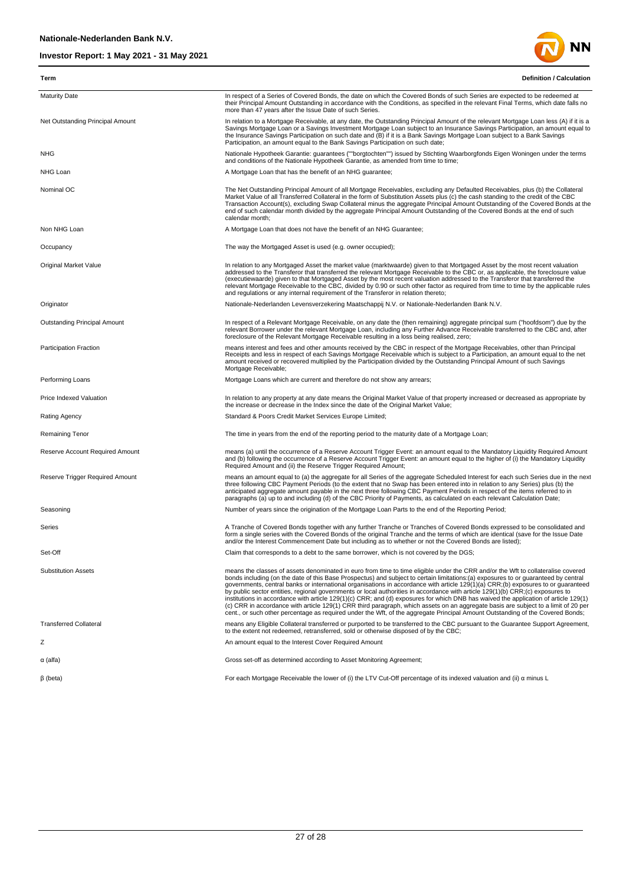| Term | Definition / Calculation |
| --- | --- |
| Maturity Date | In respect of a Series of Covered Bonds, the date on which the Covered Bonds of such Series are expected to be redeemed at their Principal Amount Outstanding in accordance with the Conditions, as specified in the relevant Final Terms, which date falls no more than 47 years after the Issue Date of such Series. |
| Net Outstanding Principal Amount | In relation to a Mortgage Receivable, at any date, the Outstanding Principal Amount of the relevant Mortgage Loan less (A) if it is a Savings Mortgage Loan or a Savings Investment Mortgage Loan subject to an Insurance Savings Participation, an amount equal to the Insurance Savings Participation on such date and (B) if it is a Bank Savings Mortgage Loan subject to a Bank Savings Participation, an amount equal to the Bank Savings Participation on such date; |
| NHG | Nationale Hypotheek Garantie: guarantees (""borgtochten"") issued by Stichting Waarborgfonds Eigen Woningen under the terms and conditions of the Nationale Hypotheek Garantie, as amended from time to time; |
| NHG Loan | A Mortgage Loan that has the benefit of an NHG guarantee; |
| Nominal OC | The Net Outstanding Principal Amount of all Mortgage Receivables, excluding any Defaulted Receivables, plus (b) the Collateral Market Value of all Transferred Collateral in the form of Substitution Assets plus (c) the cash standing to the credit of the CBC Transaction Account(s), excluding Swap Collateral minus the aggregate Principal Amount Outstanding of the Covered Bonds at the end of such calendar month divided by the aggregate Principal Amount Outstanding of the Covered Bonds at the end of such calendar month; |
| Non NHG Loan | A Mortgage Loan that does not have the benefit of an NHG Guarantee; |
| Occupancy | The way the Mortgaged Asset is used (e.g. owner occupied); |
| Original Market Value | In relation to any Mortgaged Asset the market value (marktwaarde) given to that Mortgaged Asset by the most recent valuation addressed to the Transferor that transferred the relevant Mortgage Receivable to the CBC or, as applicable, the foreclosure value (executiewaarde) given to that Mortgaged Asset by the most recent valuation addressed to the Transferor that transferred the relevant Mortgage Receivable to the CBC, divided by 0.90 or such other factor as required from time to time by the applicable rules and regulations or any internal requirement of the Transferor in relation thereto; |
| Originator | Nationale-Nederlanden Levensverzekering Maatschappij N.V. or Nationale-Nederlanden Bank N.V. |
| Outstanding Principal Amount | In respect of a Relevant Mortgage Receivable, on any date the (then remaining) aggregate principal sum ("hoofdsom") due by the relevant Borrower under the relevant Mortgage Loan, including any Further Advance Receivable transferred to the CBC and, after foreclosure of the Relevant Mortgage Receivable resulting in a loss being realised, zero; |
| Participation Fraction | means interest and fees and other amounts received by the CBC in respect of the Mortgage Receivables, other than Principal Receipts and less in respect of each Savings Mortgage Receivable which is subject to a Participation, an amount equal to the net amount received or recovered multiplied by the Participation divided by the Outstanding Principal Amount of such Savings Mortgage Receivable; |
| Performing Loans | Mortgage Loans which are current and therefore do not show any arrears; |
| Price Indexed Valuation | In relation to any property at any date means the Original Market Value of that property increased or decreased as appropriate by the increase or decrease in the Index since the date of the Original Market Value; |
| Rating Agency | Standard & Poors Credit Market Services Europe Limited; |
| Remaining Tenor | The time in years from the end of the reporting period to the maturity date of a Mortgage Loan; |
| Reserve Account Required Amount | means (a) until the occurrence of a Reserve Account Trigger Event: an amount equal to the Mandatory Liquidity Required Amount and (b) following the occurrence of a Reserve Account Trigger Event: an amount equal to the higher of (i) the Mandatory Liquidity Required Amount and (ii) the Reserve Trigger Required Amount; |
| Reserve Trigger Required Amount | means an amount equal to (a) the aggregate for all Series of the aggregate Scheduled Interest for each such Series due in the next three following CBC Payment Periods (to the extent that no Swap has been entered into in relation to any Series) plus (b) the anticipated aggregate amount payable in the next three following CBC Payment Periods in respect of the items referred to in paragraphs (a) up to and including (d) of the CBC Priority of Payments, as calculated on each relevant Calculation Date; |
| Seasoning | Number of years since the origination of the Mortgage Loan Parts to the end of the Reporting Period; |
| Series | A Tranche of Covered Bonds together with any further Tranche or Tranches of Covered Bonds expressed to be consolidated and form a single series with the Covered Bonds of the original Tranche and the terms of which are identical (save for the Issue Date and/or the Interest Commencement Date but including as to whether or not the Covered Bonds are listed); |
| Set-Off | Claim that corresponds to a debt to the same borrower, which is not covered by the DGS; |
| Substitution Assets | means the classes of assets denominated in euro from time to time eligible under the CRR and/or the Wft to collateralise covered bonds including (on the date of this Base Prospectus) and subject to certain limitations:(a) exposures to or guaranteed by central governments, central banks or international organisations in accordance with article 129(1)(a) CRR;(b) exposures to or guaranteed by public sector entities, regional governments or local authorities in accordance with article 129(1)(b) CRR;(c) exposures to institutions in accordance with article 129(1)(c) CRR; and (d) exposures for which DNB has waived the application of article 129(1)(c) CRR in accordance with article 129(1) CRR third paragraph, which assets on an aggregate basis are subject to a limit of 20 per cent., or such other percentage as required under the Wft, of the aggregate Principal Amount Outstanding of the Covered Bonds; |
| Transferred Collateral | means any Eligible Collateral transferred or purported to be transferred to the CBC pursuant to the Guarantee Support Agreement, to the extent not redeemed, retransferred, sold or otherwise disposed of by the CBC; |
| Z | An amount equal to the Interest Cover Required Amount |
| α (alfa) | Gross set-off as determined according to Asset Monitoring Agreement; |
| β (beta) | For each Mortgage Receivable the lower of (i) the LTV Cut-Off percentage of its indexed valuation and (ii) α minus L |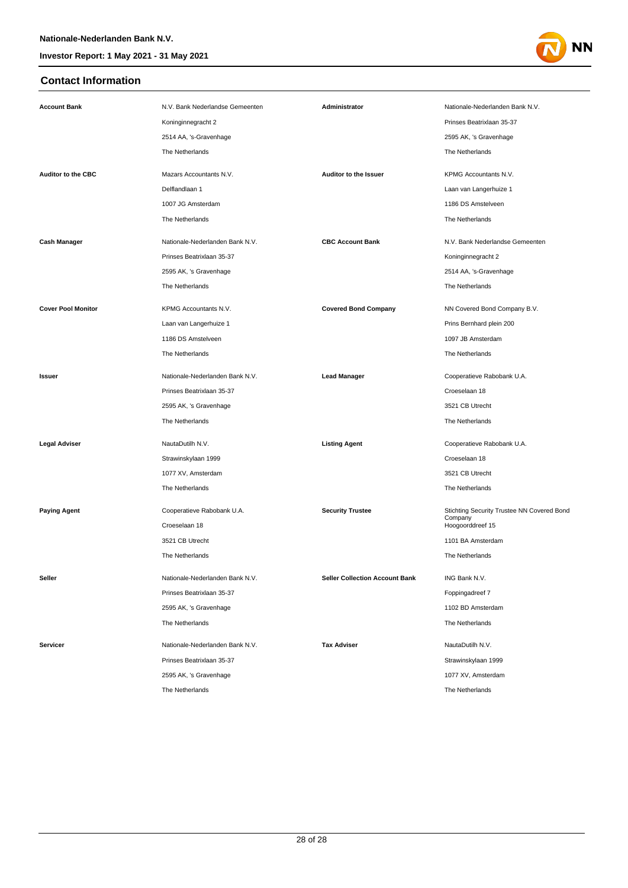## Contact Information

| | | | |
|---|---|---|---|
| **Account Bank** | N.V. Bank Nederlandse Gemeenten<br>Koninginnegracht 2<br>2514 AA, 's-Gravenhage<br>The Netherlands | **Administrator** | Nationale-Nederlanden Bank N.V.<br>Prinses Beatrixlaan 35-37<br>2595 AK, 's Gravenhage<br>The Netherlands |
| **Auditor to the CBC** | Mazars Accountants N.V.<br>Delflandlaan 1<br>1007 JG Amsterdam<br>The Netherlands | **Auditor to the Issuer** | KPMG Accountants N.V.<br>Laan van Langerhuize 1<br>1186 DS Amstelveen<br>The Netherlands |
| **Cash Manager** | Nationale-Nederlanden Bank N.V.<br>Prinses Beatrixlaan 35-37<br>2595 AK, 's Gravenhage<br>The Netherlands | **CBC Account Bank** | N.V. Bank Nederlandse Gemeenten<br>Koninginnegracht 2<br>2514 AA, 's-Gravenhage<br>The Netherlands |
| **Cover Pool Monitor** | KPMG Accountants N.V.<br>Laan van Langerhuize 1<br>1186 DS Amstelveen<br>The Netherlands | **Covered Bond Company** | NN Covered Bond Company B.V.<br>Prins Bernhard plein 200<br>1097 JB Amsterdam<br>The Netherlands |
| **Issuer** | Nationale-Nederlanden Bank N.V.<br>Prinses Beatrixlaan 35-37<br>2595 AK, 's Gravenhage<br>The Netherlands | **Lead Manager** | Cooperatieve Rabobank U.A.<br>Croeselaan 18<br>3521 CB Utrecht<br>The Netherlands |
| **Legal Adviser** | NautaDutilh N.V.<br>Strawinskylaan 1999<br>1077 XV, Amsterdam<br>The Netherlands | **Listing Agent** | Cooperatieve Rabobank U.A.<br>Croeselaan 18<br>3521 CB Utrecht<br>The Netherlands |
| **Paying Agent** | Cooperatieve Rabobank U.A.<br>Croeselaan 18<br>3521 CB Utrecht<br>The Netherlands | **Security Trustee** | Stichting Security Trustee NN Covered Bond Company<br>Hoogoorddreef 15<br>1101 BA Amsterdam<br>The Netherlands |
| **Seller** | Nationale-Nederlanden Bank N.V.<br>Prinses Beatrixlaan 35-37<br>2595 AK, 's Gravenhage<br>The Netherlands | **Seller Collection Account Bank** | ING Bank N.V.<br>Foppingadreef 7<br>1102 BD Amsterdam<br>The Netherlands |
| **Servicer** | Nationale-Nederlanden Bank N.V.<br>Prinses Beatrixlaan 35-37<br>2595 AK, 's Gravenhage<br>The Netherlands | **Tax Adviser** | NautaDutilh N.V.<br>Strawinskylaan 1999<br>1077 XV, Amsterdam<br>The Netherlands |